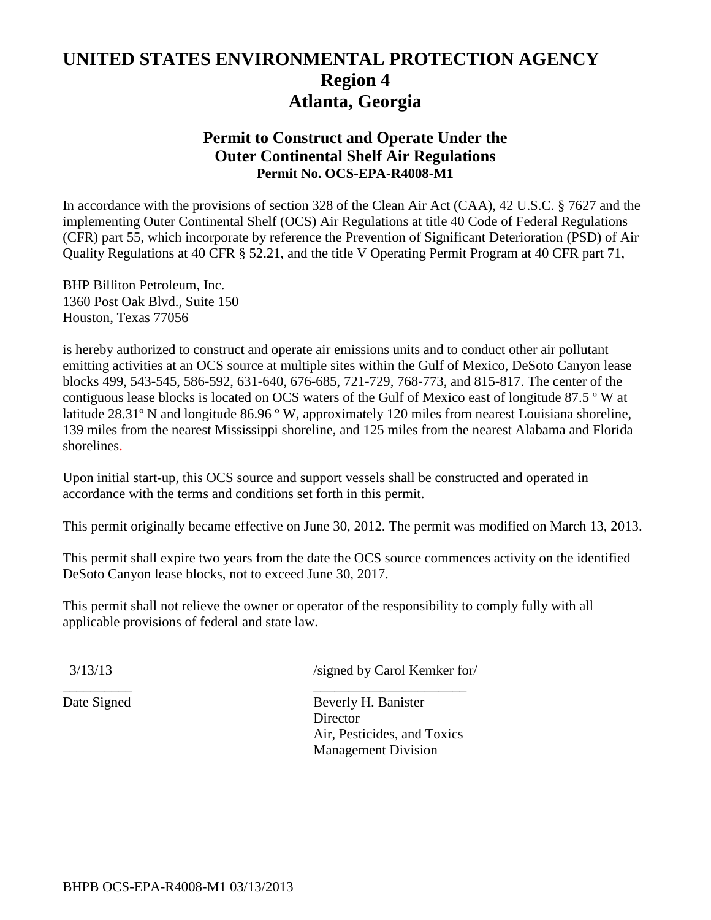# UNITED STATES ENVIRONMENTAL PROTECTION AGENCY
## Region 4
## Atlanta, Georgia

### Permit to Construct and Operate Under the Outer Continental Shelf Air Regulations
**Permit No. OCS-EPA-R4008-M1**

In accordance with the provisions of section 328 of the Clean Air Act (CAA), 42 U.S.C. § 7627 and the implementing Outer Continental Shelf (OCS) Air Regulations at title 40 Code of Federal Regulations (CFR) part 55, which incorporate by reference the Prevention of Significant Deterioration (PSD) of Air Quality Regulations at 40 CFR § 52.21, and the title V Operating Permit Program at 40 CFR part 71,

BHP Billiton Petroleum, Inc.
1360 Post Oak Blvd., Suite 150
Houston, Texas 77056

is hereby authorized to construct and operate air emissions units and to conduct other air pollutant emitting activities at an OCS source at multiple sites within the Gulf of Mexico, DeSoto Canyon lease blocks 499, 543-545, 586-592, 631-640, 676-685, 721-729, 768-773, and 815-817. The center of the contiguous lease blocks is located on OCS waters of the Gulf of Mexico east of longitude 87.5 º W at latitude 28.31º N and longitude 86.96 º W, approximately 120 miles from nearest Louisiana shoreline, 139 miles from the nearest Mississippi shoreline, and 125 miles from the nearest Alabama and Florida shorelines.

Upon initial start-up, this OCS source and support vessels shall be constructed and operated in accordance with the terms and conditions set forth in this permit.

This permit originally became effective on June 30, 2012. The permit was modified on March 13, 2013.

This permit shall expire two years from the date the OCS source commences activity on the identified DeSoto Canyon lease blocks, not to exceed June 30, 2017.

This permit shall not relieve the owner or operator of the responsibility to comply fully with all applicable provisions of federal and state law.

3/13/13
__________
Date Signed

/signed by Carol Kemker for/
______________________
Beverly H. Banister
Director
Air, Pesticides, and Toxics
Management Division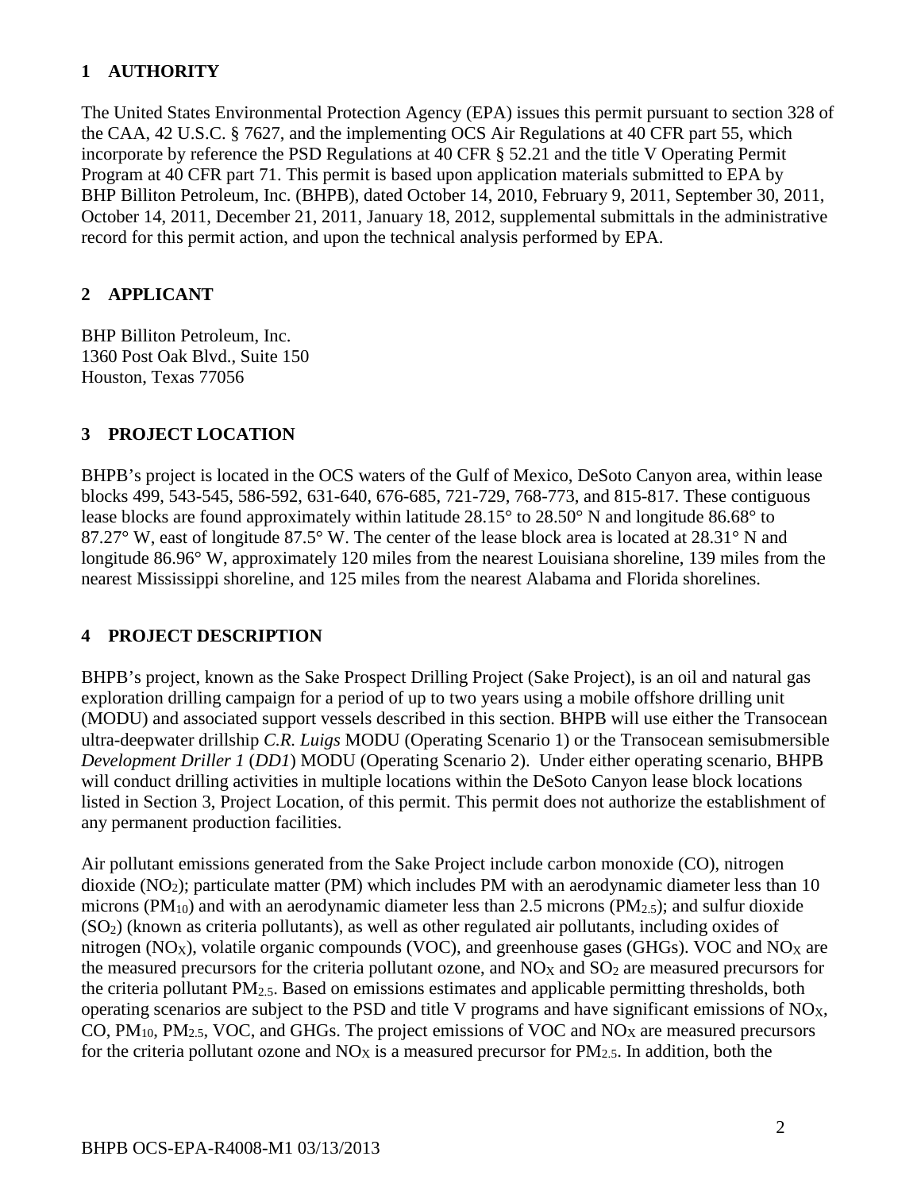## 1 AUTHORITY

The United States Environmental Protection Agency (EPA) issues this permit pursuant to section 328 of the CAA, 42 U.S.C. § 7627, and the implementing OCS Air Regulations at 40 CFR part 55, which incorporate by reference the PSD Regulations at 40 CFR § 52.21 and the title V Operating Permit Program at 40 CFR part 71. This permit is based upon application materials submitted to EPA by BHP Billiton Petroleum, Inc. (BHPB), dated October 14, 2010, February 9, 2011, September 30, 2011, October 14, 2011, December 21, 2011, January 18, 2012, supplemental submittals in the administrative record for this permit action, and upon the technical analysis performed by EPA.

## 2 APPLICANT

BHP Billiton Petroleum, Inc.
1360 Post Oak Blvd., Suite 150
Houston, Texas 77056

## 3 PROJECT LOCATION

BHPB's project is located in the OCS waters of the Gulf of Mexico, DeSoto Canyon area, within lease blocks 499, 543-545, 586-592, 631-640, 676-685, 721-729, 768-773, and 815-817. These contiguous lease blocks are found approximately within latitude 28.15° to 28.50° N and longitude 86.68° to 87.27° W, east of longitude 87.5° W. The center of the lease block area is located at 28.31° N and longitude 86.96° W, approximately 120 miles from the nearest Louisiana shoreline, 139 miles from the nearest Mississippi shoreline, and 125 miles from the nearest Alabama and Florida shorelines.

## 4 PROJECT DESCRIPTION

BHPB's project, known as the Sake Prospect Drilling Project (Sake Project), is an oil and natural gas exploration drilling campaign for a period of up to two years using a mobile offshore drilling unit (MODU) and associated support vessels described in this section. BHPB will use either the Transocean ultra-deepwater drillship *C.R. Luigs* MODU (Operating Scenario 1) or the Transocean semisubmersible *Development Driller 1* (*DD1*) MODU (Operating Scenario 2). Under either operating scenario, BHPB will conduct drilling activities in multiple locations within the DeSoto Canyon lease block locations listed in Section 3, Project Location, of this permit. This permit does not authorize the establishment of any permanent production facilities.

Air pollutant emissions generated from the Sake Project include carbon monoxide (CO), nitrogen dioxide ($NO_2$); particulate matter (PM) which includes PM with an aerodynamic diameter less than 10 microns ($PM_{10}$) and with an aerodynamic diameter less than 2.5 microns ($PM_{2.5}$); and sulfur dioxide ($SO_2$) (known as criteria pollutants), as well as other regulated air pollutants, including oxides of nitrogen ($NO_X$), volatile organic compounds (VOC), and greenhouse gases (GHGs). VOC and $NO_X$ are the measured precursors for the criteria pollutant ozone, and $NO_X$ and $SO_2$ are measured precursors for the criteria pollutant $PM_{2.5}$. Based on emissions estimates and applicable permitting thresholds, both operating scenarios are subject to the PSD and title V programs and have significant emissions of $NO_X$, CO, $PM_{10}$, $PM_{2.5}$, VOC, and GHGs. The project emissions of VOC and $NO_X$ are measured precursors for the criteria pollutant ozone and $NO_X$ is a measured precursor for $PM_{2.5}$. In addition, both the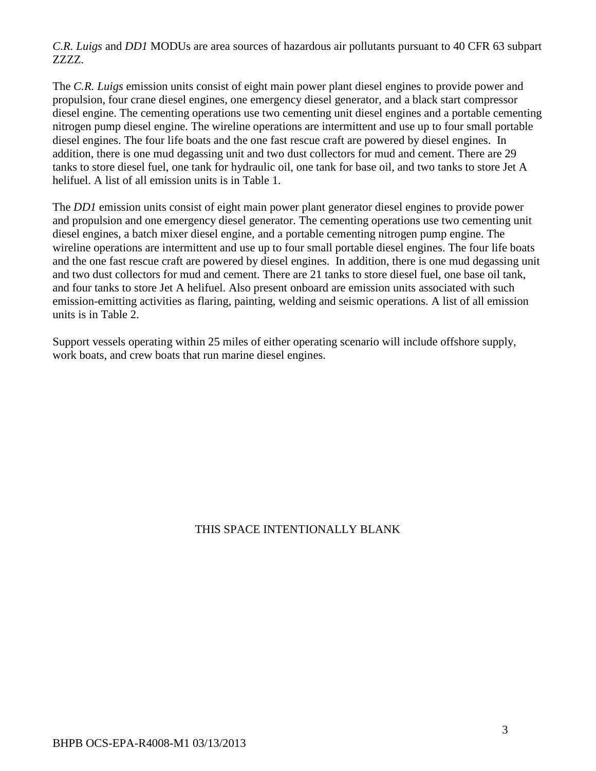*C.R. Luigs* and *DD1* MODUs are area sources of hazardous air pollutants pursuant to 40 CFR 63 subpart ZZZZ.

The *C.R. Luigs* emission units consist of eight main power plant diesel engines to provide power and propulsion, four crane diesel engines, one emergency diesel generator, and a black start compressor diesel engine. The cementing operations use two cementing unit diesel engines and a portable cementing nitrogen pump diesel engine. The wireline operations are intermittent and use up to four small portable diesel engines. The four life boats and the one fast rescue craft are powered by diesel engines. In addition, there is one mud degassing unit and two dust collectors for mud and cement. There are 29 tanks to store diesel fuel, one tank for hydraulic oil, one tank for base oil, and two tanks to store Jet A helifuel. A list of all emission units is in Table 1.

The *DD1* emission units consist of eight main power plant generator diesel engines to provide power and propulsion and one emergency diesel generator. The cementing operations use two cementing unit diesel engines, a batch mixer diesel engine, and a portable cementing nitrogen pump engine. The wireline operations are intermittent and use up to four small portable diesel engines. The four life boats and the one fast rescue craft are powered by diesel engines. In addition, there is one mud degassing unit and two dust collectors for mud and cement. There are 21 tanks to store diesel fuel, one base oil tank, and four tanks to store Jet A helifuel. Also present onboard are emission units associated with such emission-emitting activities as flaring, painting, welding and seismic operations. A list of all emission units is in Table 2.

Support vessels operating within 25 miles of either operating scenario will include offshore supply, work boats, and crew boats that run marine diesel engines.

THIS SPACE INTENTIONALLY BLANK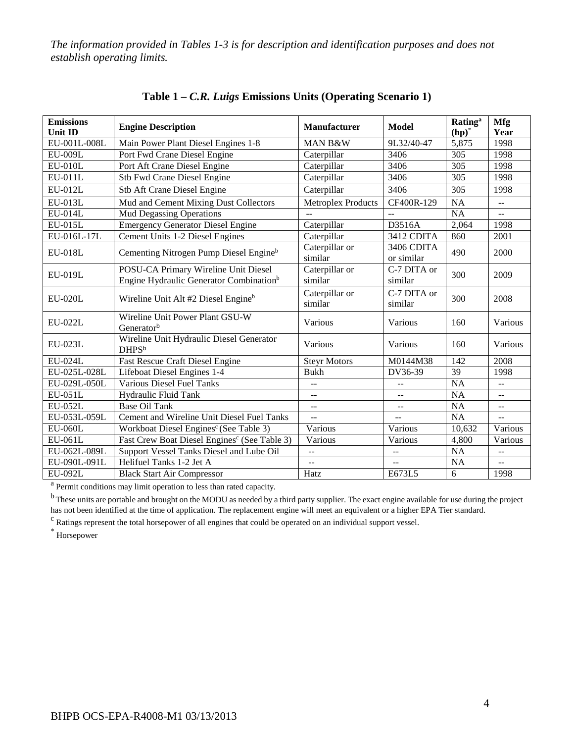*The information provided in Tables 1-3 is for description and identification purposes and does not establish operating limits.*

### Table 1 – *C.R. Luigs* Emissions Units (Operating Scenario 1)

| Emissions Unit ID | Engine Description | Manufacturer | Model | Rating[a] (hp)[*] | Mfg Year |
|---|---|---|---|---|---|
| EU-001L-008L | Main Power Plant Diesel Engines 1-8 | MAN B&W | 9L32/40-47 | 5,875 | 1998 |
| EU-009L | Port Fwd Crane Diesel Engine | Caterpillar | 3406 | 305 | 1998 |
| EU-010L | Port Aft Crane Diesel Engine | Caterpillar | 3406 | 305 | 1998 |
| EU-011L | Stb Fwd Crane Diesel Engine | Caterpillar | 3406 | 305 | 1998 |
| EU-012L | Stb Aft Crane Diesel Engine | Caterpillar | 3406 | 305 | 1998 |
| EU-013L | Mud and Cement Mixing Dust Collectors | Metroplex Products | CF400R-129 | NA | -- |
| EU-014L | Mud Degassing Operations | -- | -- | NA | -- |
| EU-015L | Emergency Generator Diesel Engine | Caterpillar | D3516A | 2,064 | 1998 |
| EU-016L-17L | Cement Units 1-2 Diesel Engines | Caterpillar | 3412 CDITA | 860 | 2001 |
| EU-018L | Cementing Nitrogen Pump Diesel Engine[b] | Caterpillar or similar | 3406 CDITA or similar | 490 | 2000 |
| EU-019L | POSU-CA Primary Wireline Unit Diesel Engine Hydraulic Generator Combination[b] | Caterpillar or similar | C-7 DITA or similar | 300 | 2009 |
| EU-020L | Wireline Unit Alt #2 Diesel Engine[b] | Caterpillar or similar | C-7 DITA or similar | 300 | 2008 |
| EU-022L | Wireline Unit Power Plant GSU-W Generator[b] | Various | Various | 160 | Various |
| EU-023L | Wireline Unit Hydraulic Diesel Generator DHPS[b] | Various | Various | 160 | Various |
| EU-024L | Fast Rescue Craft Diesel Engine | Steyr Motors | M0144M38 | 142 | 2008 |
| EU-025L-028L | Lifeboat Diesel Engines 1-4 | Bukh | DV36-39 | 39 | 1998 |
| EU-029L-050L | Various Diesel Fuel Tanks | -- | -- | NA | -- |
| EU-051L | Hydraulic Fluid Tank | -- | -- | NA | -- |
| EU-052L | Base Oil Tank | -- | -- | NA | -- |
| EU-053L-059L | Cement and Wireline Unit Diesel Fuel Tanks | -- | -- | NA | -- |
| EU-060L | Workboat Diesel Engines[c] (See Table 3) | Various | Various | 10,632 | Various |
| EU-061L | Fast Crew Boat Diesel Engines[c] (See Table 3) | Various | Various | 4,800 | Various |
| EU-062L-089L | Support Vessel Tanks Diesel and Lube Oil | -- | -- | NA | -- |
| EU-090L-091L | Helifuel Tanks 1-2 Jet A | -- | -- | NA | -- |
| EU-092L | Black Start Air Compressor | Hatz | E673L5 | 6 | 1998 |

[a] Permit conditions may limit operation to less than rated capacity.

[b] These units are portable and brought on the MODU as needed by a third party supplier. The exact engine available for use during the project has not been identified at the time of application. The replacement engine will meet an equivalent or a higher EPA Tier standard.

[c] Ratings represent the total horsepower of all engines that could be operated on an individual support vessel.

[*] Horsepower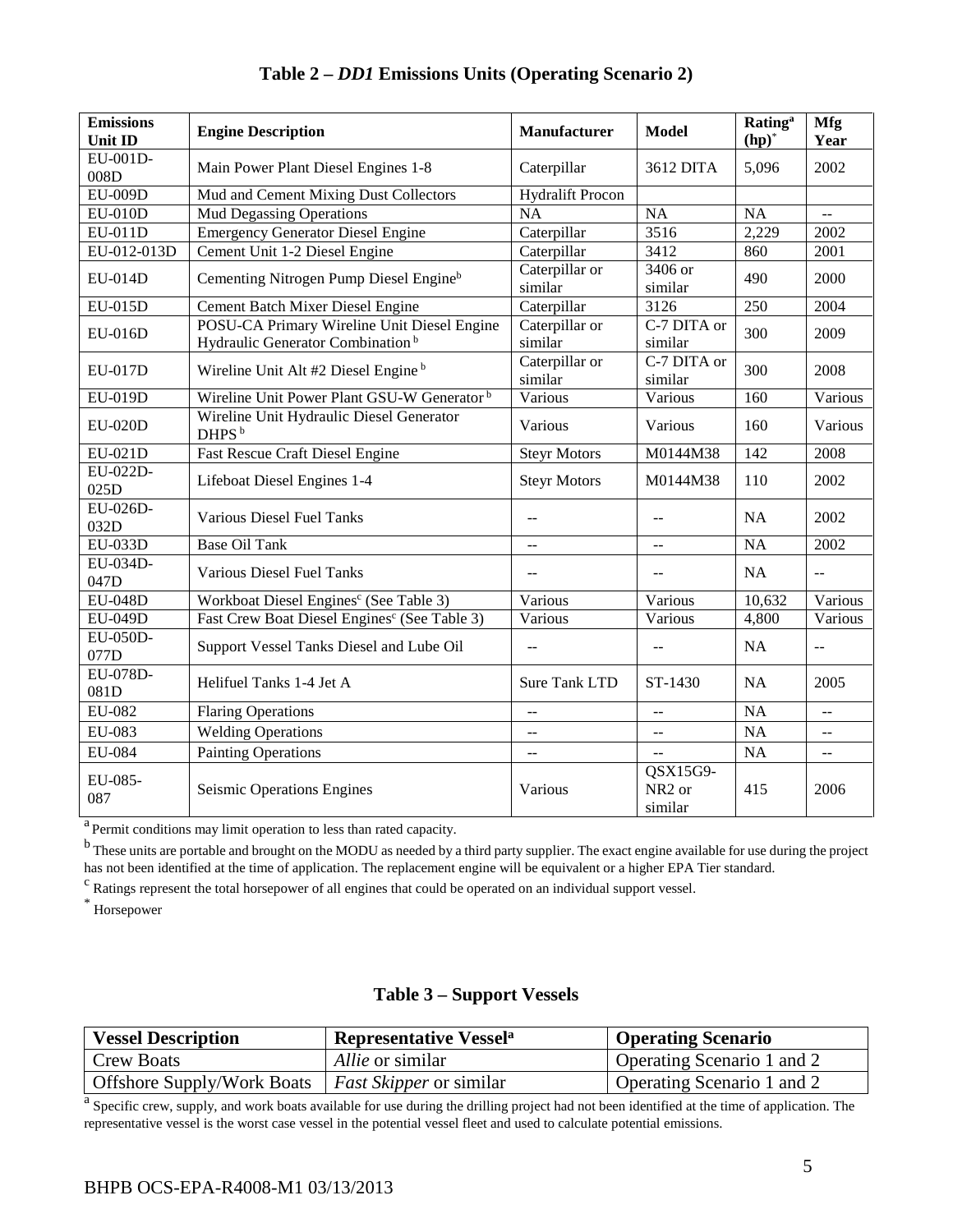### Table 2 – *DD1* Emissions Units (Operating Scenario 2)

| Emissions Unit ID | Engine Description | Manufacturer | Model | Rating[a] (hp)[*] | Mfg Year |
|---|---|---|---|---|---|
| EU-001D-008D | Main Power Plant Diesel Engines 1-8 | Caterpillar | 3612 DITA | 5,096 | 2002 |
| EU-009D | Mud and Cement Mixing Dust Collectors | Hydralift Procon | | | |
| EU-010D | Mud Degassing Operations | NA | NA | NA | -- |
| EU-011D | Emergency Generator Diesel Engine | Caterpillar | 3516 | 2,229 | 2002 |
| EU-012-013D | Cement Unit 1-2 Diesel Engine | Caterpillar | 3412 | 860 | 2001 |
| EU-014D | Cementing Nitrogen Pump Diesel Engine[b] | Caterpillar or similar | 3406 or similar | 490 | 2000 |
| EU-015D | Cement Batch Mixer Diesel Engine | Caterpillar | 3126 | 250 | 2004 |
| EU-016D | POSU-CA Primary Wireline Unit Diesel Engine Hydraulic Generator Combination[b] | Caterpillar or similar | C-7 DITA or similar | 300 | 2009 |
| EU-017D | Wireline Unit Alt #2 Diesel Engine[b] | Caterpillar or similar | C-7 DITA or similar | 300 | 2008 |
| EU-019D | Wireline Unit Power Plant GSU-W Generator[b] | Various | Various | 160 | Various |
| EU-020D | Wireline Unit Hydraulic Diesel Generator DHPS[b] | Various | Various | 160 | Various |
| EU-021D | Fast Rescue Craft Diesel Engine | Steyr Motors | M0144M38 | 142 | 2008 |
| EU-022D-025D | Lifeboat Diesel Engines 1-4 | Steyr Motors | M0144M38 | 110 | 2002 |
| EU-026D-032D | Various Diesel Fuel Tanks | -- | -- | NA | 2002 |
| EU-033D | Base Oil Tank | -- | -- | NA | 2002 |
| EU-034D-047D | Various Diesel Fuel Tanks | -- | -- | NA | -- |
| EU-048D | Workboat Diesel Engines[c] (See Table 3) | Various | Various | 10,632 | Various |
| EU-049D | Fast Crew Boat Diesel Engines[c] (See Table 3) | Various | Various | 4,800 | Various |
| EU-050D-077D | Support Vessel Tanks Diesel and Lube Oil | -- | -- | NA | -- |
| EU-078D-081D | Helifuel Tanks 1-4 Jet A | Sure Tank LTD | ST-1430 | NA | 2005 |
| EU-082 | Flaring Operations | -- | -- | NA | -- |
| EU-083 | Welding Operations | -- | -- | NA | -- |
| EU-084 | Painting Operations | -- | -- | NA | -- |
| EU-085-087 | Seismic Operations Engines | Various | QSX15G9-NR2 or similar | 415 | 2006 |

[a] Permit conditions may limit operation to less than rated capacity.

[b] These units are portable and brought on the MODU as needed by a third party supplier. The exact engine available for use during the project has not been identified at the time of application. The replacement engine will be equivalent or a higher EPA Tier standard.

[c] Ratings represent the total horsepower of all engines that could be operated on an individual support vessel.

[*] Horsepower

### Table 3 – Support Vessels

| Vessel Description | Representative Vessel[a] | Operating Scenario |
|---|---|---|
| Crew Boats | *Allie* or similar | Operating Scenario 1 and 2 |
| Offshore Supply/Work Boats | *Fast Skipper* or similar | Operating Scenario 1 and 2 |

[a] Specific crew, supply, and work boats available for use during the drilling project had not been identified at the time of application. The representative vessel is the worst case vessel in the potential vessel fleet and used to calculate potential emissions.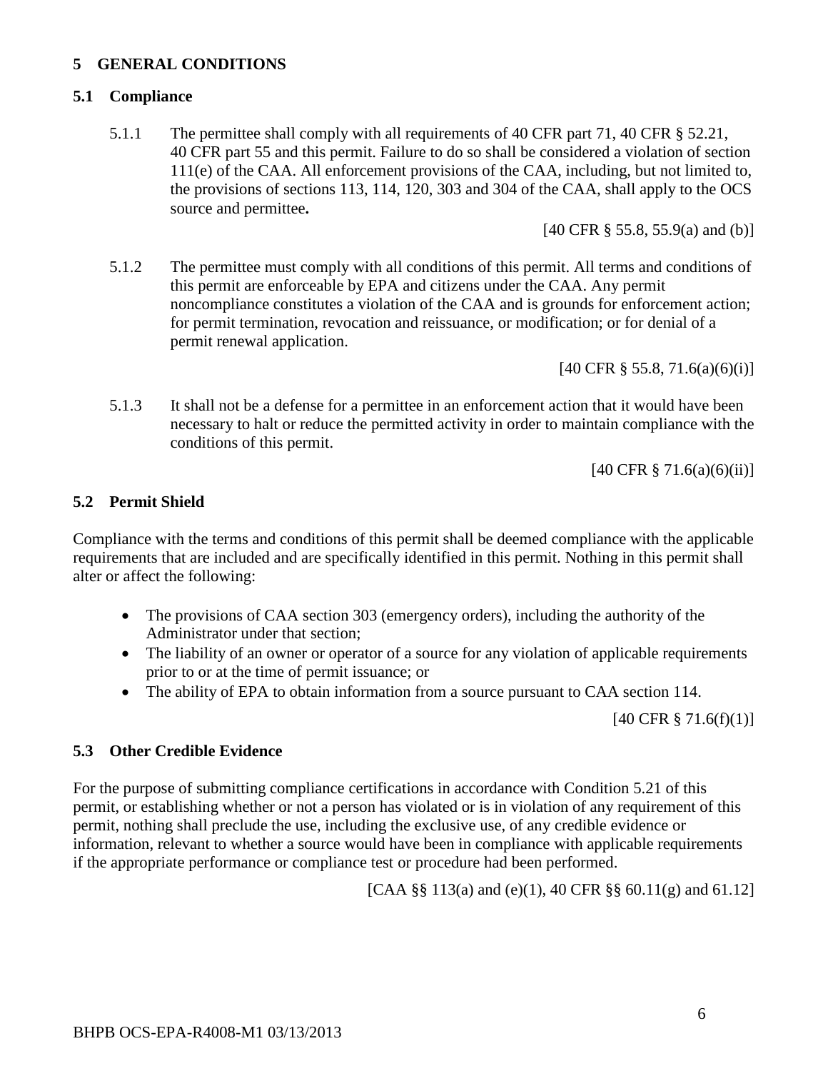## 5 GENERAL CONDITIONS

### 5.1 Compliance

5.1.1 The permittee shall comply with all requirements of 40 CFR part 71, 40 CFR § 52.21, 40 CFR part 55 and this permit. Failure to do so shall be considered a violation of section 111(e) of the CAA. All enforcement provisions of the CAA, including, but not limited to, the provisions of sections 113, 114, 120, 303 and 304 of the CAA, shall apply to the OCS source and permittee**.**

[40 CFR § 55.8, 55.9(a) and (b)]

5.1.2 The permittee must comply with all conditions of this permit. All terms and conditions of this permit are enforceable by EPA and citizens under the CAA. Any permit noncompliance constitutes a violation of the CAA and is grounds for enforcement action; for permit termination, revocation and reissuance, or modification; or for denial of a permit renewal application.

[40 CFR § 55.8, 71.6(a)(6)(i)]

5.1.3 It shall not be a defense for a permittee in an enforcement action that it would have been necessary to halt or reduce the permitted activity in order to maintain compliance with the conditions of this permit.

[40 CFR § 71.6(a)(6)(ii)]

### 5.2 Permit Shield

Compliance with the terms and conditions of this permit shall be deemed compliance with the applicable requirements that are included and are specifically identified in this permit. Nothing in this permit shall alter or affect the following:

- The provisions of CAA section 303 (emergency orders), including the authority of the Administrator under that section;
- The liability of an owner or operator of a source for any violation of applicable requirements prior to or at the time of permit issuance; or
- The ability of EPA to obtain information from a source pursuant to CAA section 114.

[40 CFR § 71.6(f)(1)]

### 5.3 Other Credible Evidence

For the purpose of submitting compliance certifications in accordance with Condition 5.21 of this permit, or establishing whether or not a person has violated or is in violation of any requirement of this permit, nothing shall preclude the use, including the exclusive use, of any credible evidence or information, relevant to whether a source would have been in compliance with applicable requirements if the appropriate performance or compliance test or procedure had been performed.

[CAA §§ 113(a) and (e)(1), 40 CFR §§ 60.11(g) and 61.12]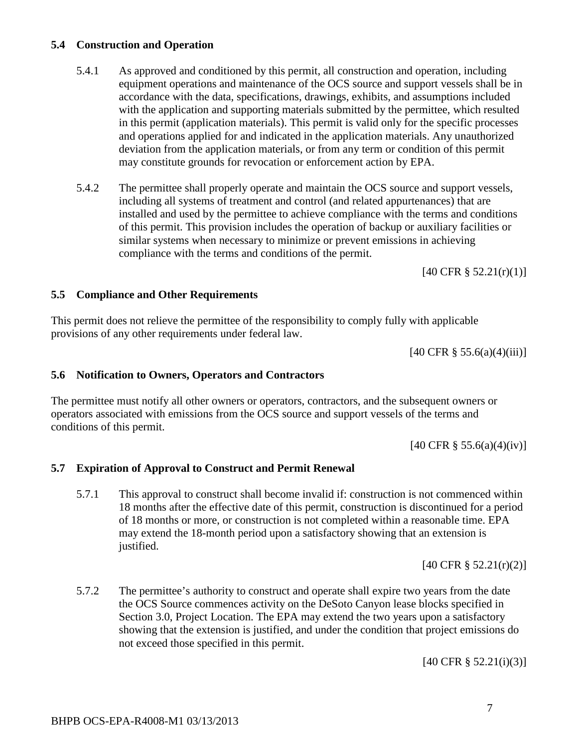### 5.4 Construction and Operation

5.4.1 As approved and conditioned by this permit, all construction and operation, including equipment operations and maintenance of the OCS source and support vessels shall be in accordance with the data, specifications, drawings, exhibits, and assumptions included with the application and supporting materials submitted by the permittee, which resulted in this permit (application materials). This permit is valid only for the specific processes and operations applied for and indicated in the application materials. Any unauthorized deviation from the application materials, or from any term or condition of this permit may constitute grounds for revocation or enforcement action by EPA.

5.4.2 The permittee shall properly operate and maintain the OCS source and support vessels, including all systems of treatment and control (and related appurtenances) that are installed and used by the permittee to achieve compliance with the terms and conditions of this permit. This provision includes the operation of backup or auxiliary facilities or similar systems when necessary to minimize or prevent emissions in achieving compliance with the terms and conditions of the permit.

[40 CFR § 52.21(r)(1)]

### 5.5 Compliance and Other Requirements

This permit does not relieve the permittee of the responsibility to comply fully with applicable provisions of any other requirements under federal law.

[40 CFR § 55.6(a)(4)(iii)]

### 5.6 Notification to Owners, Operators and Contractors

The permittee must notify all other owners or operators, contractors, and the subsequent owners or operators associated with emissions from the OCS source and support vessels of the terms and conditions of this permit.

[40 CFR § 55.6(a)(4)(iv)]

### 5.7 Expiration of Approval to Construct and Permit Renewal

5.7.1 This approval to construct shall become invalid if: construction is not commenced within 18 months after the effective date of this permit, construction is discontinued for a period of 18 months or more, or construction is not completed within a reasonable time. EPA may extend the 18-month period upon a satisfactory showing that an extension is justified.

[40 CFR § 52.21(r)(2)]

5.7.2 The permittee's authority to construct and operate shall expire two years from the date the OCS Source commences activity on the DeSoto Canyon lease blocks specified in Section 3.0, Project Location. The EPA may extend the two years upon a satisfactory showing that the extension is justified, and under the condition that project emissions do not exceed those specified in this permit.

[40 CFR § 52.21(i)(3)]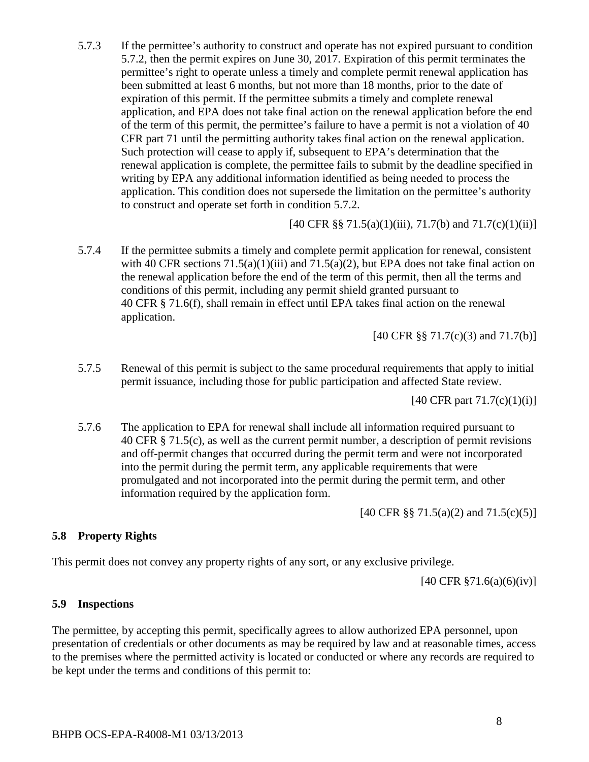5.7.3 If the permittee's authority to construct and operate has not expired pursuant to condition 5.7.2, then the permit expires on June 30, 2017. Expiration of this permit terminates the permittee's right to operate unless a timely and complete permit renewal application has been submitted at least 6 months, but not more than 18 months, prior to the date of expiration of this permit. If the permittee submits a timely and complete renewal application, and EPA does not take final action on the renewal application before the end of the term of this permit, the permittee's failure to have a permit is not a violation of 40 CFR part 71 until the permitting authority takes final action on the renewal application. Such protection will cease to apply if, subsequent to EPA's determination that the renewal application is complete, the permittee fails to submit by the deadline specified in writing by EPA any additional information identified as being needed to process the application. This condition does not supersede the limitation on the permittee's authority to construct and operate set forth in condition 5.7.2.

[40 CFR §§ 71.5(a)(1)(iii), 71.7(b) and 71.7(c)(1)(ii)]

5.7.4 If the permittee submits a timely and complete permit application for renewal, consistent with 40 CFR sections 71.5(a)(1)(iii) and 71.5(a)(2), but EPA does not take final action on the renewal application before the end of the term of this permit, then all the terms and conditions of this permit, including any permit shield granted pursuant to 40 CFR § 71.6(f), shall remain in effect until EPA takes final action on the renewal application.

[40 CFR §§ 71.7(c)(3) and 71.7(b)]

5.7.5 Renewal of this permit is subject to the same procedural requirements that apply to initial permit issuance, including those for public participation and affected State review.

[40 CFR part 71.7(c)(1)(i)]

5.7.6 The application to EPA for renewal shall include all information required pursuant to 40 CFR § 71.5(c), as well as the current permit number, a description of permit revisions and off-permit changes that occurred during the permit term and were not incorporated into the permit during the permit term, any applicable requirements that were promulgated and not incorporated into the permit during the permit term, and other information required by the application form.

[40 CFR §§ 71.5(a)(2) and 71.5(c)(5)]

### 5.8 Property Rights

This permit does not convey any property rights of any sort, or any exclusive privilege.

[40 CFR §71.6(a)(6)(iv)]

### 5.9 Inspections

The permittee, by accepting this permit, specifically agrees to allow authorized EPA personnel, upon presentation of credentials or other documents as may be required by law and at reasonable times, access to the premises where the permitted activity is located or conducted or where any records are required to be kept under the terms and conditions of this permit to: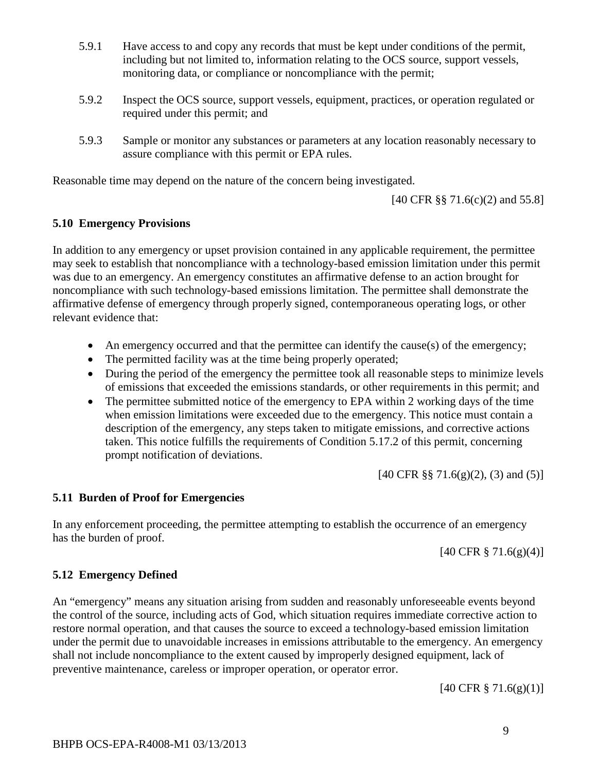5.9.1 Have access to and copy any records that must be kept under conditions of the permit, including but not limited to, information relating to the OCS source, support vessels, monitoring data, or compliance or noncompliance with the permit;

5.9.2 Inspect the OCS source, support vessels, equipment, practices, or operation regulated or required under this permit; and

5.9.3 Sample or monitor any substances or parameters at any location reasonably necessary to assure compliance with this permit or EPA rules.

Reasonable time may depend on the nature of the concern being investigated.

[40 CFR §§ 71.6(c)(2) and 55.8]

## 5.10 Emergency Provisions

In addition to any emergency or upset provision contained in any applicable requirement, the permittee may seek to establish that noncompliance with a technology-based emission limitation under this permit was due to an emergency. An emergency constitutes an affirmative defense to an action brought for noncompliance with such technology-based emissions limitation. The permittee shall demonstrate the affirmative defense of emergency through properly signed, contemporaneous operating logs, or other relevant evidence that:

- An emergency occurred and that the permittee can identify the cause(s) of the emergency;
- The permitted facility was at the time being properly operated;
- During the period of the emergency the permittee took all reasonable steps to minimize levels of emissions that exceeded the emissions standards, or other requirements in this permit; and
- The permittee submitted notice of the emergency to EPA within 2 working days of the time when emission limitations were exceeded due to the emergency. This notice must contain a description of the emergency, any steps taken to mitigate emissions, and corrective actions taken. This notice fulfills the requirements of Condition 5.17.2 of this permit, concerning prompt notification of deviations.

[40 CFR §§ 71.6(g)(2), (3) and (5)]

## 5.11 Burden of Proof for Emergencies

In any enforcement proceeding, the permittee attempting to establish the occurrence of an emergency has the burden of proof.

[40 CFR § 71.6(g)(4)]

## 5.12 Emergency Defined

An "emergency" means any situation arising from sudden and reasonably unforeseeable events beyond the control of the source, including acts of God, which situation requires immediate corrective action to restore normal operation, and that causes the source to exceed a technology-based emission limitation under the permit due to unavoidable increases in emissions attributable to the emergency. An emergency shall not include noncompliance to the extent caused by improperly designed equipment, lack of preventive maintenance, careless or improper operation, or operator error.

[40 CFR § 71.6(g)(1)]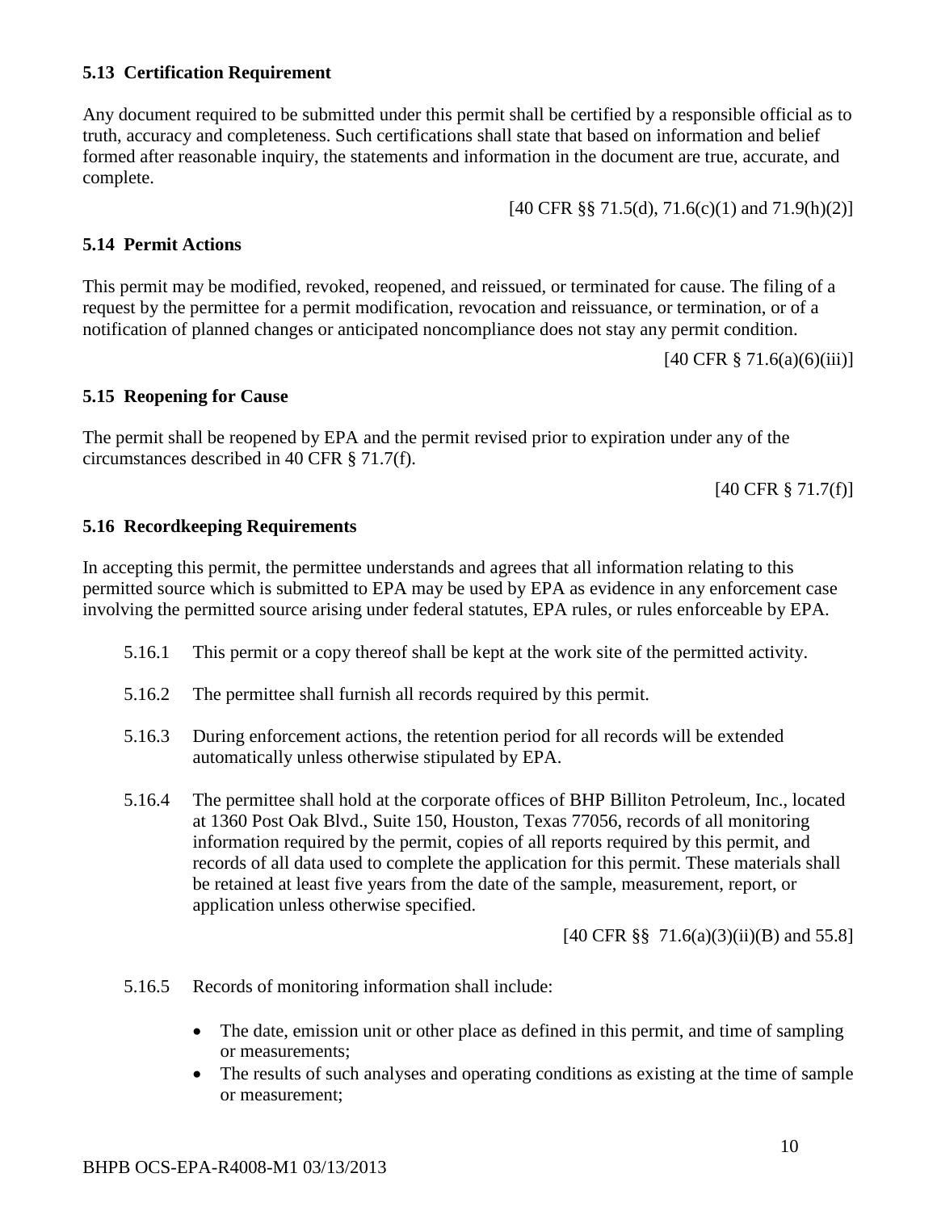### 5.13 Certification Requirement

Any document required to be submitted under this permit shall be certified by a responsible official as to truth, accuracy and completeness. Such certifications shall state that based on information and belief formed after reasonable inquiry, the statements and information in the document are true, accurate, and complete.

[40 CFR §§ 71.5(d), 71.6(c)(1) and 71.9(h)(2)]

### 5.14 Permit Actions

This permit may be modified, revoked, reopened, and reissued, or terminated for cause. The filing of a request by the permittee for a permit modification, revocation and reissuance, or termination, or of a notification of planned changes or anticipated noncompliance does not stay any permit condition.

[40 CFR § 71.6(a)(6)(iii)]

### 5.15 Reopening for Cause

The permit shall be reopened by EPA and the permit revised prior to expiration under any of the circumstances described in 40 CFR § 71.7(f).

[40 CFR § 71.7(f)]

### 5.16 Recordkeeping Requirements

In accepting this permit, the permittee understands and agrees that all information relating to this permitted source which is submitted to EPA may be used by EPA as evidence in any enforcement case involving the permitted source arising under federal statutes, EPA rules, or rules enforceable by EPA.

5.16.1 This permit or a copy thereof shall be kept at the work site of the permitted activity.

5.16.2 The permittee shall furnish all records required by this permit.

5.16.3 During enforcement actions, the retention period for all records will be extended automatically unless otherwise stipulated by EPA.

5.16.4 The permittee shall hold at the corporate offices of BHP Billiton Petroleum, Inc., located at 1360 Post Oak Blvd., Suite 150, Houston, Texas 77056, records of all monitoring information required by the permit, copies of all reports required by this permit, and records of all data used to complete the application for this permit. These materials shall be retained at least five years from the date of the sample, measurement, report, or application unless otherwise specified.

[40 CFR §§ 71.6(a)(3)(ii)(B) and 55.8]

5.16.5 Records of monitoring information shall include:

- The date, emission unit or other place as defined in this permit, and time of sampling or measurements;
- The results of such analyses and operating conditions as existing at the time of sample or measurement;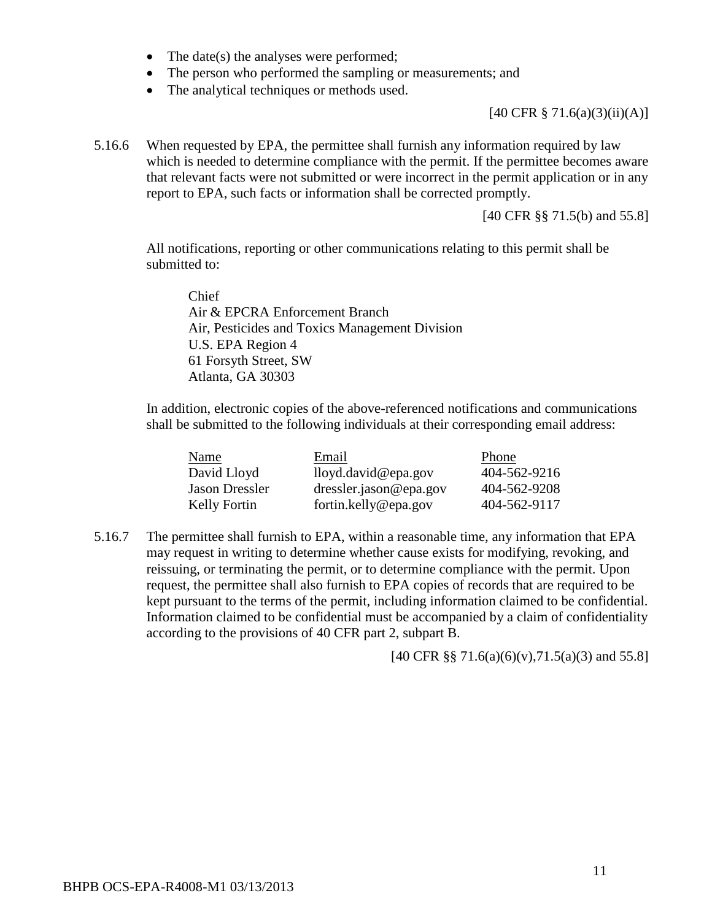- The date(s) the analyses were performed;
- The person who performed the sampling or measurements; and
- The analytical techniques or methods used.

[40 CFR § 71.6(a)(3)(ii)(A)]

5.16.6 When requested by EPA, the permittee shall furnish any information required by law which is needed to determine compliance with the permit. If the permittee becomes aware that relevant facts were not submitted or were incorrect in the permit application or in any report to EPA, such facts or information shall be corrected promptly.

[40 CFR §§ 71.5(b) and 55.8]

All notifications, reporting or other communications relating to this permit shall be submitted to:

Chief
Air & EPCRA Enforcement Branch
Air, Pesticides and Toxics Management Division
U.S. EPA Region 4
61 Forsyth Street, SW
Atlanta, GA 30303

In addition, electronic copies of the above-referenced notifications and communications shall be submitted to the following individuals at their corresponding email address:

| Name | Email | Phone |
|---|---|---|
| David Lloyd | lloyd.david@epa.gov | 404-562-9216 |
| Jason Dressler | dressler.jason@epa.gov | 404-562-9208 |
| Kelly Fortin | fortin.kelly@epa.gov | 404-562-9117 |

5.16.7 The permittee shall furnish to EPA, within a reasonable time, any information that EPA may request in writing to determine whether cause exists for modifying, revoking, and reissuing, or terminating the permit, or to determine compliance with the permit. Upon request, the permittee shall also furnish to EPA copies of records that are required to be kept pursuant to the terms of the permit, including information claimed to be confidential. Information claimed to be confidential must be accompanied by a claim of confidentiality according to the provisions of 40 CFR part 2, subpart B.

[40 CFR §§ 71.6(a)(6)(v),71.5(a)(3) and 55.8]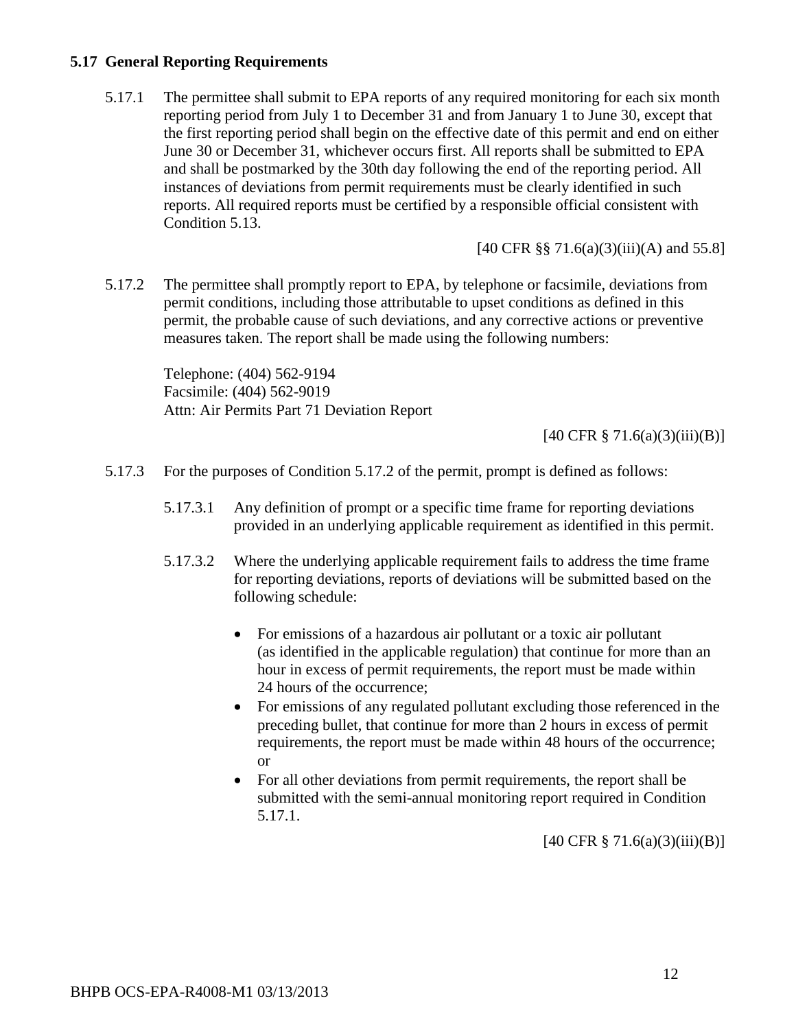### 5.17 General Reporting Requirements

5.17.1 The permittee shall submit to EPA reports of any required monitoring for each six month reporting period from July 1 to December 31 and from January 1 to June 30, except that the first reporting period shall begin on the effective date of this permit and end on either June 30 or December 31, whichever occurs first. All reports shall be submitted to EPA and shall be postmarked by the 30th day following the end of the reporting period. All instances of deviations from permit requirements must be clearly identified in such reports. All required reports must be certified by a responsible official consistent with Condition 5.13.

[40 CFR §§ 71.6(a)(3)(iii)(A) and 55.8]

5.17.2 The permittee shall promptly report to EPA, by telephone or facsimile, deviations from permit conditions, including those attributable to upset conditions as defined in this permit, the probable cause of such deviations, and any corrective actions or preventive measures taken. The report shall be made using the following numbers:

Telephone: (404) 562-9194
Facsimile: (404) 562-9019
Attn: Air Permits Part 71 Deviation Report

[40 CFR § 71.6(a)(3)(iii)(B)]

5.17.3 For the purposes of Condition 5.17.2 of the permit, prompt is defined as follows:

5.17.3.1 Any definition of prompt or a specific time frame for reporting deviations provided in an underlying applicable requirement as identified in this permit.

5.17.3.2 Where the underlying applicable requirement fails to address the time frame for reporting deviations, reports of deviations will be submitted based on the following schedule:

- For emissions of a hazardous air pollutant or a toxic air pollutant (as identified in the applicable regulation) that continue for more than an hour in excess of permit requirements, the report must be made within 24 hours of the occurrence;
- For emissions of any regulated pollutant excluding those referenced in the preceding bullet, that continue for more than 2 hours in excess of permit requirements, the report must be made within 48 hours of the occurrence; or
- For all other deviations from permit requirements, the report shall be submitted with the semi-annual monitoring report required in Condition 5.17.1.

[40 CFR § 71.6(a)(3)(iii)(B)]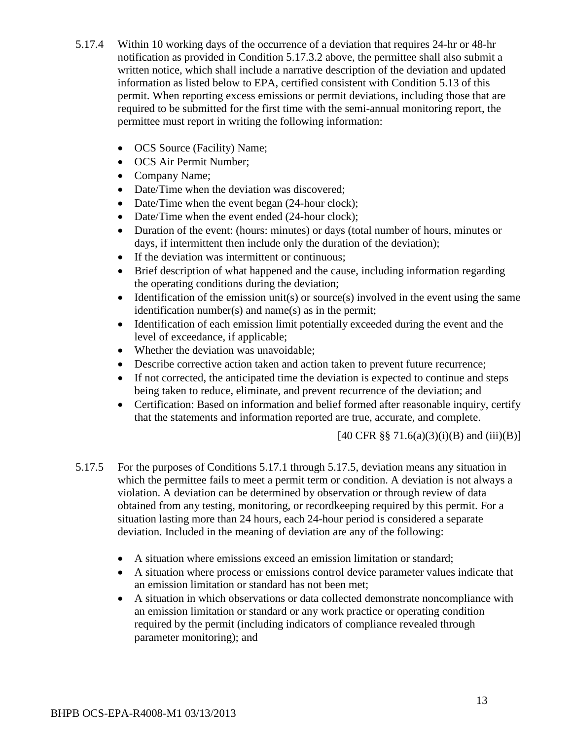5.17.4 Within 10 working days of the occurrence of a deviation that requires 24-hr or 48-hr notification as provided in Condition 5.17.3.2 above, the permittee shall also submit a written notice, which shall include a narrative description of the deviation and updated information as listed below to EPA, certified consistent with Condition 5.13 of this permit. When reporting excess emissions or permit deviations, including those that are required to be submitted for the first time with the semi-annual monitoring report, the permittee must report in writing the following information:

- OCS Source (Facility) Name;
- OCS Air Permit Number;
- Company Name;
- Date/Time when the deviation was discovered;
- Date/Time when the event began (24-hour clock);
- Date/Time when the event ended (24-hour clock);
- Duration of the event: (hours: minutes) or days (total number of hours, minutes or days, if intermittent then include only the duration of the deviation);
- If the deviation was intermittent or continuous;
- Brief description of what happened and the cause, including information regarding the operating conditions during the deviation;
- Identification of the emission unit(s) or source(s) involved in the event using the same identification number(s) and name(s) as in the permit;
- Identification of each emission limit potentially exceeded during the event and the level of exceedance, if applicable;
- Whether the deviation was unavoidable;
- Describe corrective action taken and action taken to prevent future recurrence;
- If not corrected, the anticipated time the deviation is expected to continue and steps being taken to reduce, eliminate, and prevent recurrence of the deviation; and
- Certification: Based on information and belief formed after reasonable inquiry, certify that the statements and information reported are true, accurate, and complete.

[40 CFR §§ 71.6(a)(3)(i)(B) and (iii)(B)]

5.17.5 For the purposes of Conditions 5.17.1 through 5.17.5, deviation means any situation in which the permittee fails to meet a permit term or condition. A deviation is not always a violation. A deviation can be determined by observation or through review of data obtained from any testing, monitoring, or recordkeeping required by this permit. For a situation lasting more than 24 hours, each 24-hour period is considered a separate deviation. Included in the meaning of deviation are any of the following:

- A situation where emissions exceed an emission limitation or standard;
- A situation where process or emissions control device parameter values indicate that an emission limitation or standard has not been met;
- A situation in which observations or data collected demonstrate noncompliance with an emission limitation or standard or any work practice or operating condition required by the permit (including indicators of compliance revealed through parameter monitoring); and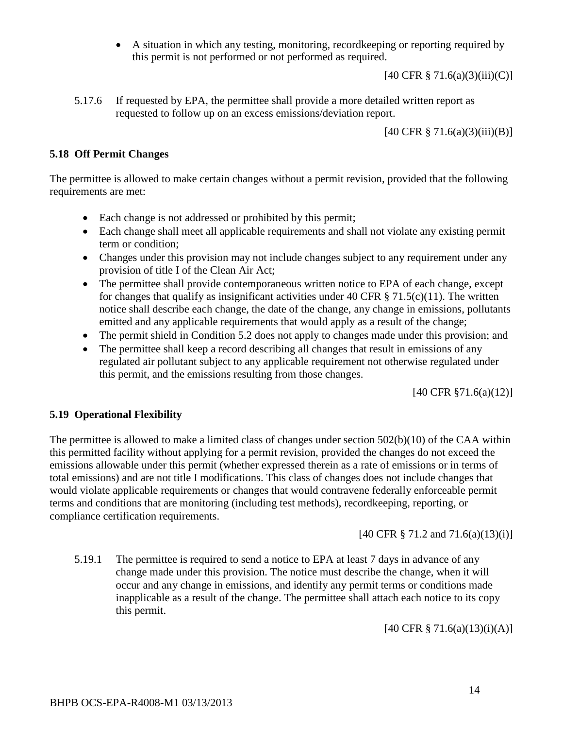- A situation in which any testing, monitoring, recordkeeping or reporting required by this permit is not performed or not performed as required.

[40 CFR § 71.6(a)(3)(iii)(C)]

5.17.6 If requested by EPA, the permittee shall provide a more detailed written report as requested to follow up on an excess emissions/deviation report.

[40 CFR § 71.6(a)(3)(iii)(B)]

### 5.18 Off Permit Changes

The permittee is allowed to make certain changes without a permit revision, provided that the following requirements are met:

- Each change is not addressed or prohibited by this permit;
- Each change shall meet all applicable requirements and shall not violate any existing permit term or condition;
- Changes under this provision may not include changes subject to any requirement under any provision of title I of the Clean Air Act;
- The permittee shall provide contemporaneous written notice to EPA of each change, except for changes that qualify as insignificant activities under 40 CFR § 71.5(c)(11). The written notice shall describe each change, the date of the change, any change in emissions, pollutants emitted and any applicable requirements that would apply as a result of the change;
- The permit shield in Condition 5.2 does not apply to changes made under this provision; and
- The permittee shall keep a record describing all changes that result in emissions of any regulated air pollutant subject to any applicable requirement not otherwise regulated under this permit, and the emissions resulting from those changes.

[40 CFR §71.6(a)(12)]

### 5.19 Operational Flexibility

The permittee is allowed to make a limited class of changes under section 502(b)(10) of the CAA within this permitted facility without applying for a permit revision, provided the changes do not exceed the emissions allowable under this permit (whether expressed therein as a rate of emissions or in terms of total emissions) and are not title I modifications. This class of changes does not include changes that would violate applicable requirements or changes that would contravene federally enforceable permit terms and conditions that are monitoring (including test methods), recordkeeping, reporting, or compliance certification requirements.

[40 CFR § 71.2 and 71.6(a)(13)(i)]

5.19.1 The permittee is required to send a notice to EPA at least 7 days in advance of any change made under this provision. The notice must describe the change, when it will occur and any change in emissions, and identify any permit terms or conditions made inapplicable as a result of the change. The permittee shall attach each notice to its copy this permit.

[40 CFR § 71.6(a)(13)(i)(A)]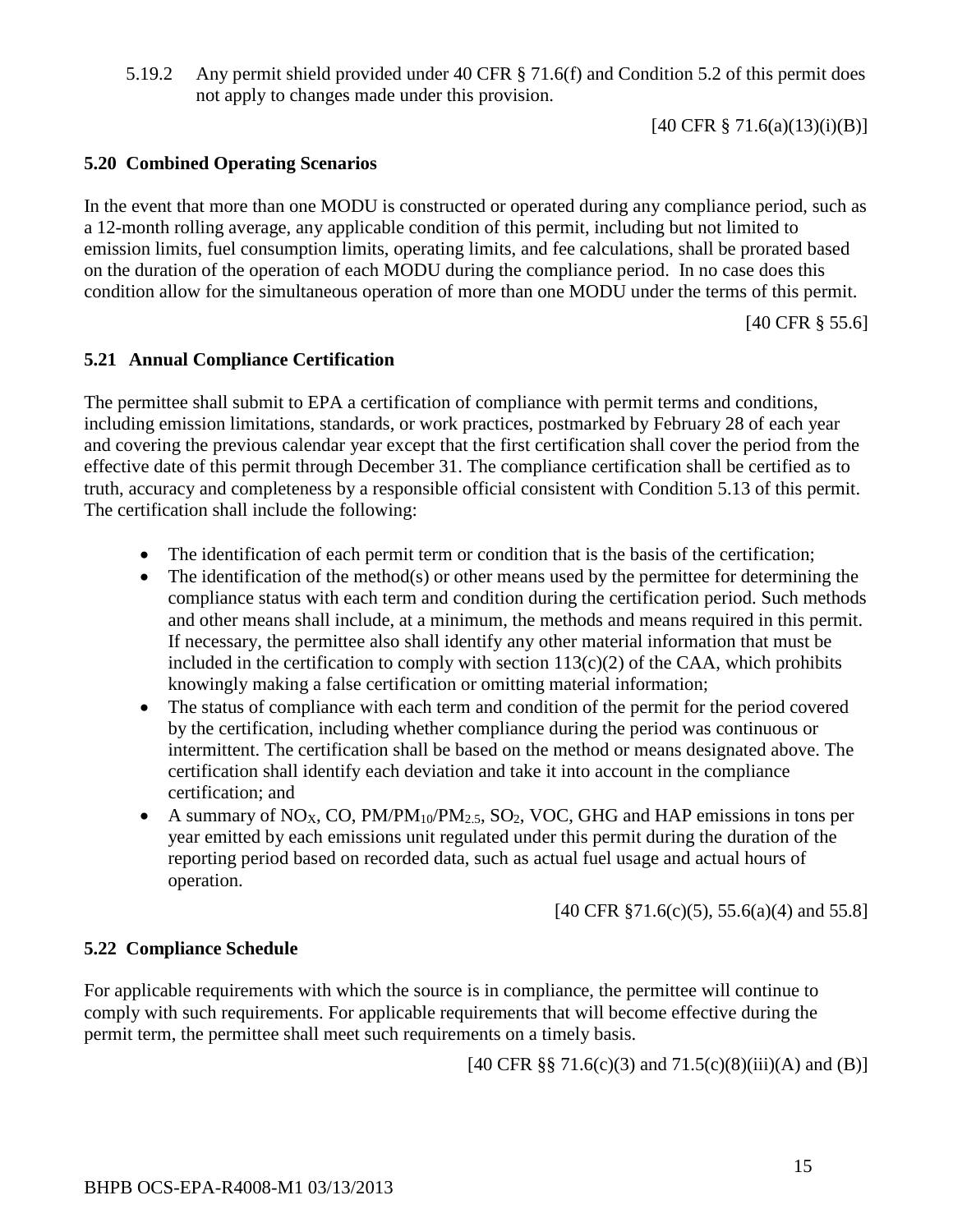5.19.2 Any permit shield provided under 40 CFR § 71.6(f) and Condition 5.2 of this permit does not apply to changes made under this provision.

[40 CFR § 71.6(a)(13)(i)(B)]

### 5.20 Combined Operating Scenarios

In the event that more than one MODU is constructed or operated during any compliance period, such as a 12-month rolling average, any applicable condition of this permit, including but not limited to emission limits, fuel consumption limits, operating limits, and fee calculations, shall be prorated based on the duration of the operation of each MODU during the compliance period. In no case does this condition allow for the simultaneous operation of more than one MODU under the terms of this permit.

[40 CFR § 55.6]

### 5.21 Annual Compliance Certification

The permittee shall submit to EPA a certification of compliance with permit terms and conditions, including emission limitations, standards, or work practices, postmarked by February 28 of each year and covering the previous calendar year except that the first certification shall cover the period from the effective date of this permit through December 31. The compliance certification shall be certified as to truth, accuracy and completeness by a responsible official consistent with Condition 5.13 of this permit. The certification shall include the following:

- The identification of each permit term or condition that is the basis of the certification;
- The identification of the method(s) or other means used by the permittee for determining the compliance status with each term and condition during the certification period. Such methods and other means shall include, at a minimum, the methods and means required in this permit. If necessary, the permittee also shall identify any other material information that must be included in the certification to comply with section 113(c)(2) of the CAA, which prohibits knowingly making a false certification or omitting material information;
- The status of compliance with each term and condition of the permit for the period covered by the certification, including whether compliance during the period was continuous or intermittent. The certification shall be based on the method or means designated above. The certification shall identify each deviation and take it into account in the compliance certification; and
- A summary of $NO_X$, CO, $PM/PM_{10}/PM_{2.5}$, $SO_2$, VOC, GHG and HAP emissions in tons per year emitted by each emissions unit regulated under this permit during the duration of the reporting period based on recorded data, such as actual fuel usage and actual hours of operation.

[40 CFR §71.6(c)(5), 55.6(a)(4) and 55.8]

### 5.22 Compliance Schedule

For applicable requirements with which the source is in compliance, the permittee will continue to comply with such requirements. For applicable requirements that will become effective during the permit term, the permittee shall meet such requirements on a timely basis.

[40 CFR §§ 71.6(c)(3) and 71.5(c)(8)(iii)(A) and (B)]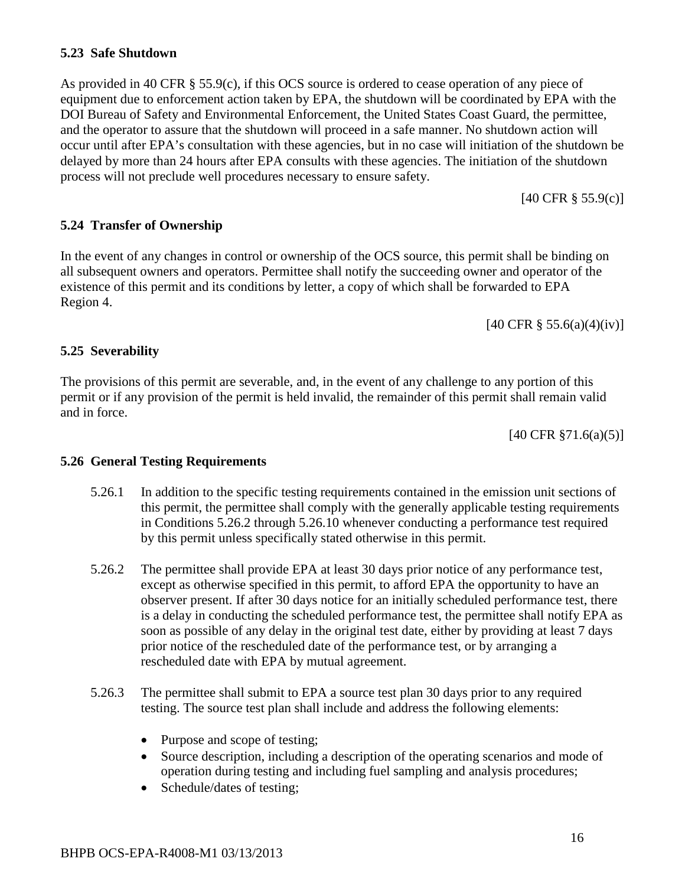### 5.23 Safe Shutdown

As provided in 40 CFR § 55.9(c), if this OCS source is ordered to cease operation of any piece of equipment due to enforcement action taken by EPA, the shutdown will be coordinated by EPA with the DOI Bureau of Safety and Environmental Enforcement, the United States Coast Guard, the permittee, and the operator to assure that the shutdown will proceed in a safe manner. No shutdown action will occur until after EPA's consultation with these agencies, but in no case will initiation of the shutdown be delayed by more than 24 hours after EPA consults with these agencies. The initiation of the shutdown process will not preclude well procedures necessary to ensure safety.

[40 CFR § 55.9(c)]

### 5.24 Transfer of Ownership

In the event of any changes in control or ownership of the OCS source, this permit shall be binding on all subsequent owners and operators. Permittee shall notify the succeeding owner and operator of the existence of this permit and its conditions by letter, a copy of which shall be forwarded to EPA Region 4.

[40 CFR § 55.6(a)(4)(iv)]

### 5.25 Severability

The provisions of this permit are severable, and, in the event of any challenge to any portion of this permit or if any provision of the permit is held invalid, the remainder of this permit shall remain valid and in force.

[40 CFR §71.6(a)(5)]

### 5.26 General Testing Requirements

5.26.1 In addition to the specific testing requirements contained in the emission unit sections of this permit, the permittee shall comply with the generally applicable testing requirements in Conditions 5.26.2 through 5.26.10 whenever conducting a performance test required by this permit unless specifically stated otherwise in this permit.

5.26.2 The permittee shall provide EPA at least 30 days prior notice of any performance test, except as otherwise specified in this permit, to afford EPA the opportunity to have an observer present. If after 30 days notice for an initially scheduled performance test, there is a delay in conducting the scheduled performance test, the permittee shall notify EPA as soon as possible of any delay in the original test date, either by providing at least 7 days prior notice of the rescheduled date of the performance test, or by arranging a rescheduled date with EPA by mutual agreement.

5.26.3 The permittee shall submit to EPA a source test plan 30 days prior to any required testing. The source test plan shall include and address the following elements:

- Purpose and scope of testing;
- Source description, including a description of the operating scenarios and mode of operation during testing and including fuel sampling and analysis procedures;
- Schedule/dates of testing;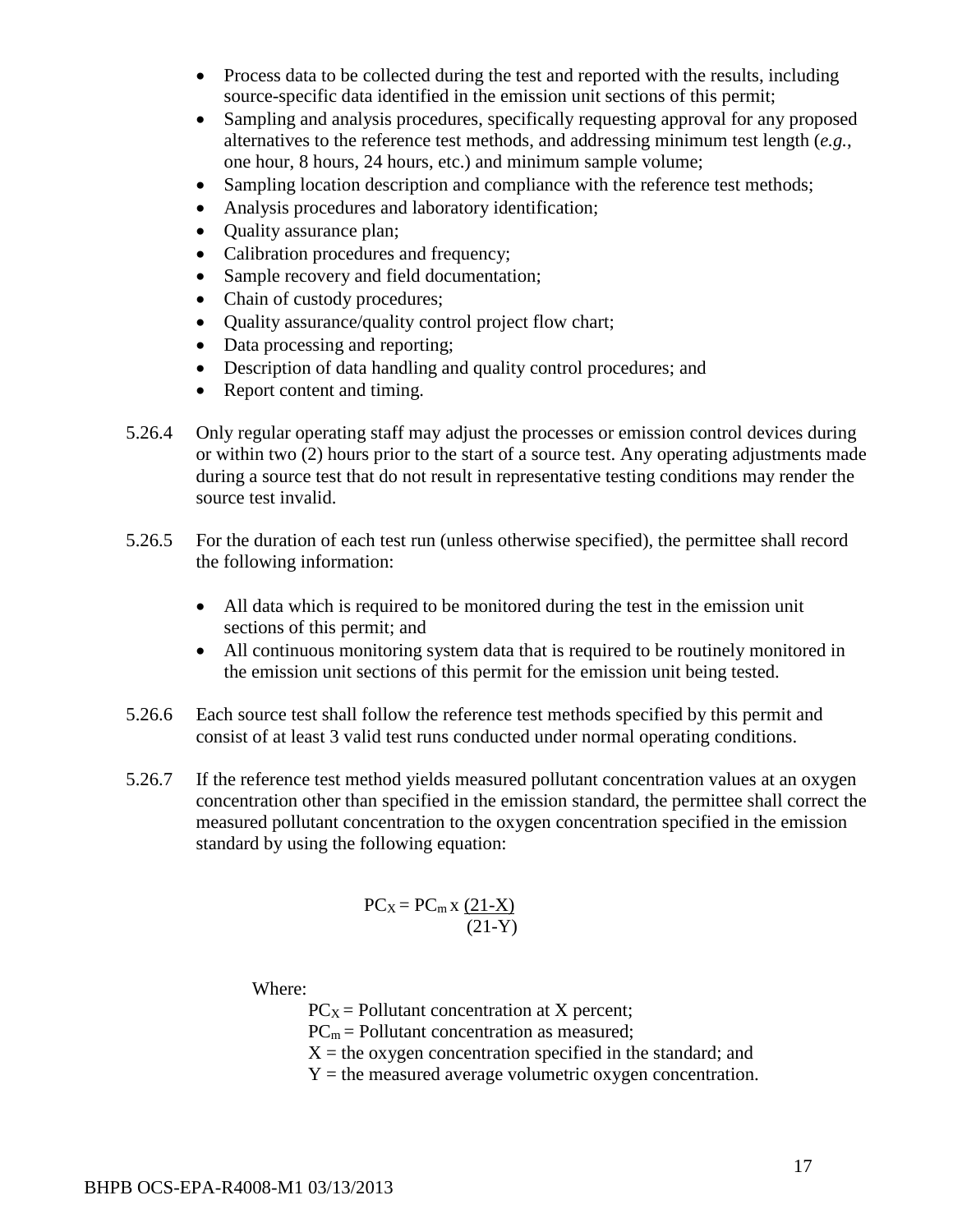- Process data to be collected during the test and reported with the results, including source-specific data identified in the emission unit sections of this permit;
- Sampling and analysis procedures, specifically requesting approval for any proposed alternatives to the reference test methods, and addressing minimum test length (*e.g.*, one hour, 8 hours, 24 hours, etc.) and minimum sample volume;
- Sampling location description and compliance with the reference test methods;
- Analysis procedures and laboratory identification;
- Quality assurance plan;
- Calibration procedures and frequency;
- Sample recovery and field documentation;
- Chain of custody procedures;
- Quality assurance/quality control project flow chart;
- Data processing and reporting;
- Description of data handling and quality control procedures; and
- Report content and timing.

5.26.4 Only regular operating staff may adjust the processes or emission control devices during or within two (2) hours prior to the start of a source test. Any operating adjustments made during a source test that do not result in representative testing conditions may render the source test invalid.

5.26.5 For the duration of each test run (unless otherwise specified), the permittee shall record the following information:

- All data which is required to be monitored during the test in the emission unit sections of this permit; and
- All continuous monitoring system data that is required to be routinely monitored in the emission unit sections of this permit for the emission unit being tested.

5.26.6 Each source test shall follow the reference test methods specified by this permit and consist of at least 3 valid test runs conducted under normal operating conditions.

5.26.7 If the reference test method yields measured pollutant concentration values at an oxygen concentration other than specified in the emission standard, the permittee shall correct the measured pollutant concentration to the oxygen concentration specified in the emission standard by using the following equation:

$$PC_X = PC_m \times \frac{(21-X)}{(21-Y)}$$

Where:

$PC_X$ = Pollutant concentration at X percent;
$PC_m$ = Pollutant concentration as measured;
$X$ = the oxygen concentration specified in the standard; and
$Y$ = the measured average volumetric oxygen concentration.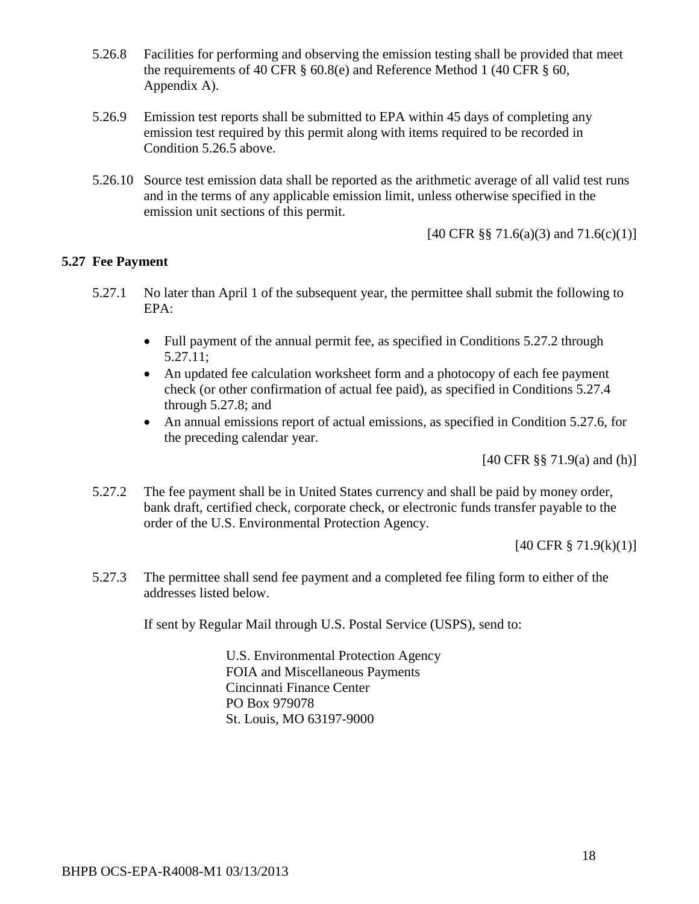5.26.8 Facilities for performing and observing the emission testing shall be provided that meet the requirements of 40 CFR § 60.8(e) and Reference Method 1 (40 CFR § 60, Appendix A).

5.26.9 Emission test reports shall be submitted to EPA within 45 days of completing any emission test required by this permit along with items required to be recorded in Condition 5.26.5 above.

5.26.10 Source test emission data shall be reported as the arithmetic average of all valid test runs and in the terms of any applicable emission limit, unless otherwise specified in the emission unit sections of this permit.

[40 CFR §§ 71.6(a)(3) and 71.6(c)(1)]

## 5.27 Fee Payment

5.27.1 No later than April 1 of the subsequent year, the permittee shall submit the following to EPA:

- Full payment of the annual permit fee, as specified in Conditions 5.27.2 through 5.27.11;
- An updated fee calculation worksheet form and a photocopy of each fee payment check (or other confirmation of actual fee paid), as specified in Conditions 5.27.4 through 5.27.8; and
- An annual emissions report of actual emissions, as specified in Condition 5.27.6, for the preceding calendar year.

[40 CFR §§ 71.9(a) and (h)]

5.27.2 The fee payment shall be in United States currency and shall be paid by money order, bank draft, certified check, corporate check, or electronic funds transfer payable to the order of the U.S. Environmental Protection Agency.

[40 CFR § 71.9(k)(1)]

5.27.3 The permittee shall send fee payment and a completed fee filing form to either of the addresses listed below.

If sent by Regular Mail through U.S. Postal Service (USPS), send to:

U.S. Environmental Protection Agency
FOIA and Miscellaneous Payments
Cincinnati Finance Center
PO Box 979078
St. Louis, MO 63197-9000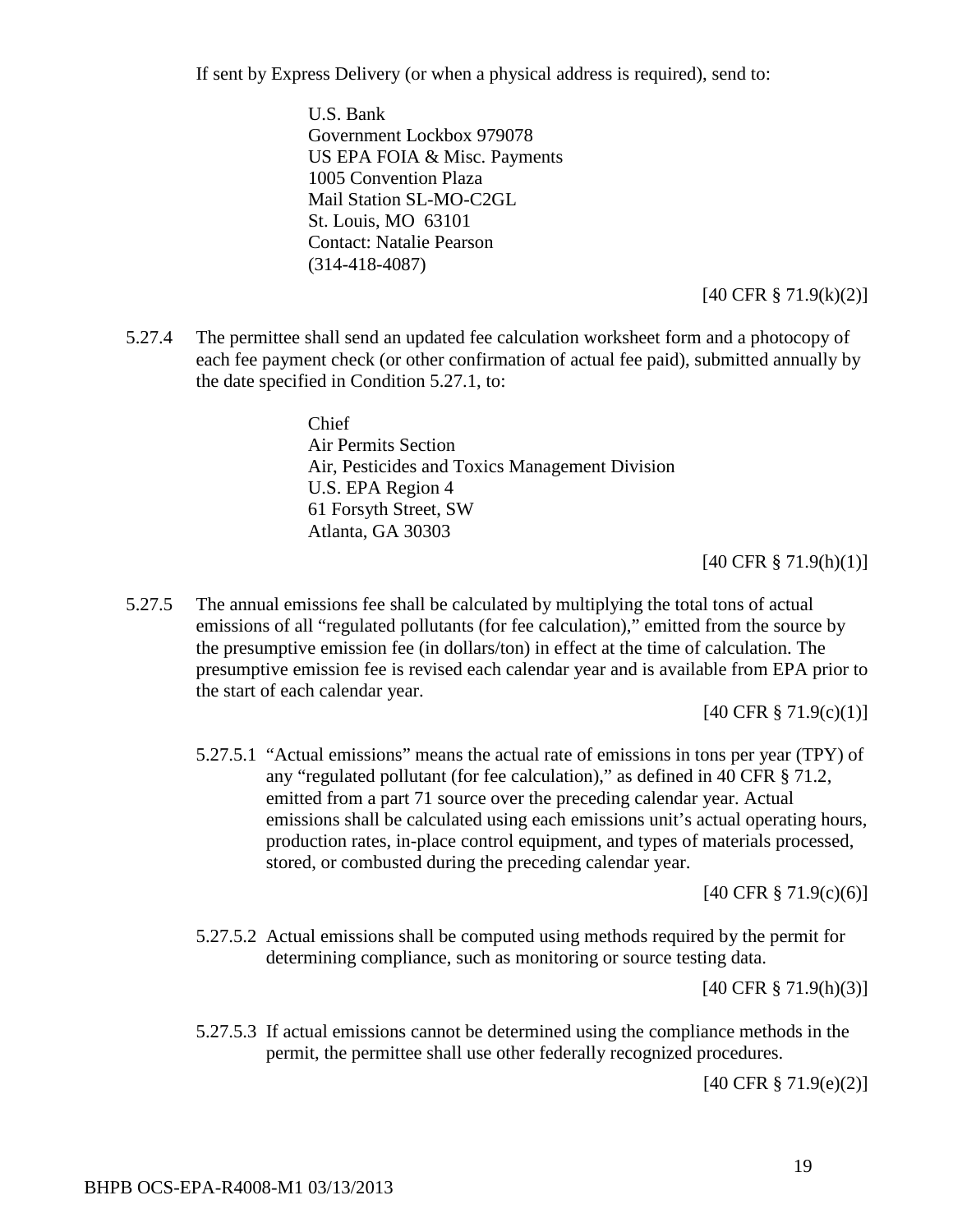If sent by Express Delivery (or when a physical address is required), send to:

> U.S. Bank
> Government Lockbox 979078
> US EPA FOIA & Misc. Payments
> 1005 Convention Plaza
> Mail Station SL-MO-C2GL
> St. Louis, MO 63101
> Contact: Natalie Pearson
> (314-418-4087)

[40 CFR § 71.9(k)(2)]

5.27.4 The permittee shall send an updated fee calculation worksheet form and a photocopy of each fee payment check (or other confirmation of actual fee paid), submitted annually by the date specified in Condition 5.27.1, to:

> Chief
> Air Permits Section
> Air, Pesticides and Toxics Management Division
> U.S. EPA Region 4
> 61 Forsyth Street, SW
> Atlanta, GA 30303

[40 CFR § 71.9(h)(1)]

5.27.5 The annual emissions fee shall be calculated by multiplying the total tons of actual emissions of all "regulated pollutants (for fee calculation)," emitted from the source by the presumptive emission fee (in dollars/ton) in effect at the time of calculation. The presumptive emission fee is revised each calendar year and is available from EPA prior to the start of each calendar year.

[40 CFR § 71.9(c)(1)]

5.27.5.1 "Actual emissions" means the actual rate of emissions in tons per year (TPY) of any "regulated pollutant (for fee calculation)," as defined in 40 CFR § 71.2, emitted from a part 71 source over the preceding calendar year. Actual emissions shall be calculated using each emissions unit's actual operating hours, production rates, in-place control equipment, and types of materials processed, stored, or combusted during the preceding calendar year.

[40 CFR § 71.9(c)(6)]

5.27.5.2 Actual emissions shall be computed using methods required by the permit for determining compliance, such as monitoring or source testing data.

[40 CFR § 71.9(h)(3)]

5.27.5.3 If actual emissions cannot be determined using the compliance methods in the permit, the permittee shall use other federally recognized procedures.

[40 CFR § 71.9(e)(2)]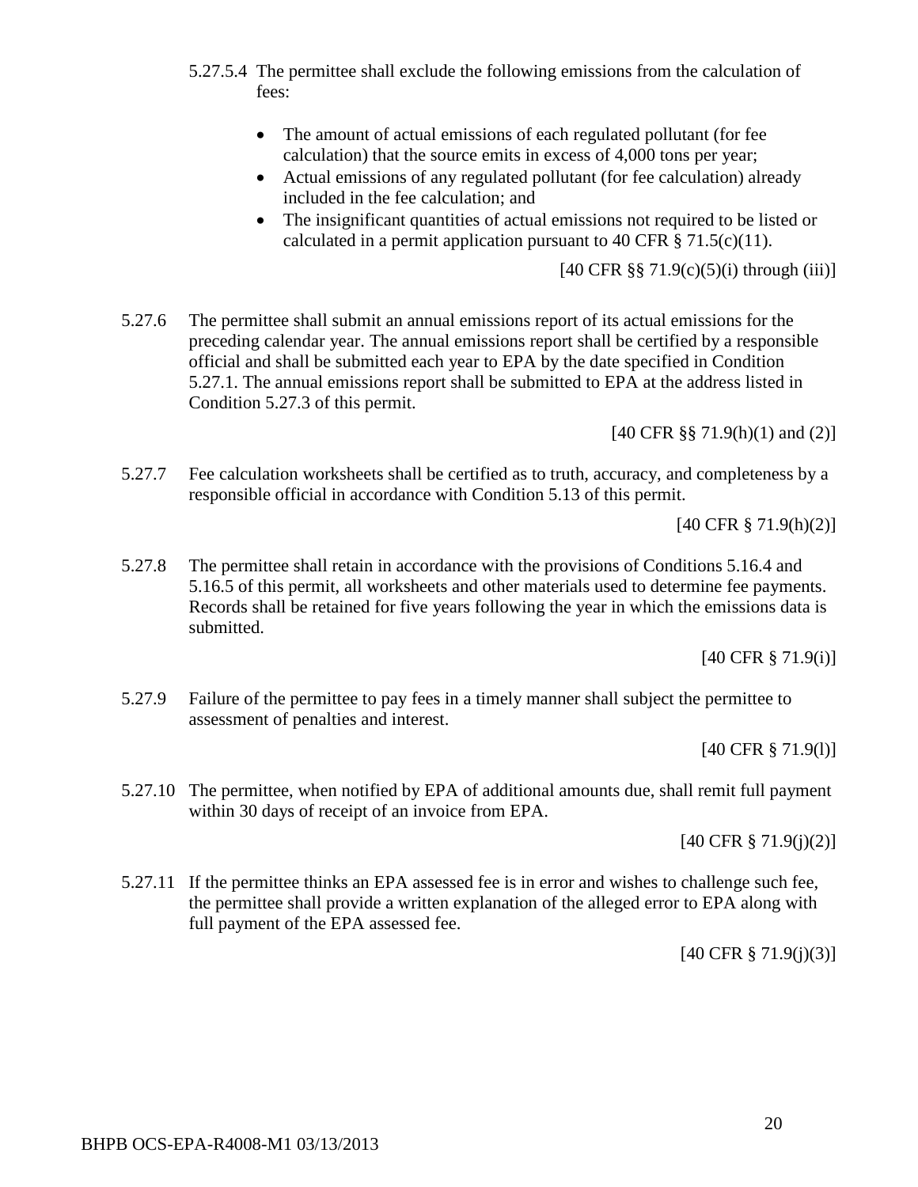5.27.5.4 The permittee shall exclude the following emissions from the calculation of fees:

- The amount of actual emissions of each regulated pollutant (for fee calculation) that the source emits in excess of 4,000 tons per year;
- Actual emissions of any regulated pollutant (for fee calculation) already included in the fee calculation; and
- The insignificant quantities of actual emissions not required to be listed or calculated in a permit application pursuant to 40 CFR § 71.5(c)(11).

[40 CFR §§ 71.9(c)(5)(i) through (iii)]

5.27.6 The permittee shall submit an annual emissions report of its actual emissions for the preceding calendar year. The annual emissions report shall be certified by a responsible official and shall be submitted each year to EPA by the date specified in Condition 5.27.1. The annual emissions report shall be submitted to EPA at the address listed in Condition 5.27.3 of this permit.

[40 CFR §§ 71.9(h)(1) and (2)]

5.27.7 Fee calculation worksheets shall be certified as to truth, accuracy, and completeness by a responsible official in accordance with Condition 5.13 of this permit.

[40 CFR § 71.9(h)(2)]

5.27.8 The permittee shall retain in accordance with the provisions of Conditions 5.16.4 and 5.16.5 of this permit, all worksheets and other materials used to determine fee payments. Records shall be retained for five years following the year in which the emissions data is submitted.

[40 CFR § 71.9(i)]

5.27.9 Failure of the permittee to pay fees in a timely manner shall subject the permittee to assessment of penalties and interest.

[40 CFR § 71.9(l)]

5.27.10 The permittee, when notified by EPA of additional amounts due, shall remit full payment within 30 days of receipt of an invoice from EPA.

[40 CFR § 71.9(j)(2)]

5.27.11 If the permittee thinks an EPA assessed fee is in error and wishes to challenge such fee, the permittee shall provide a written explanation of the alleged error to EPA along with full payment of the EPA assessed fee.

[40 CFR § 71.9(j)(3)]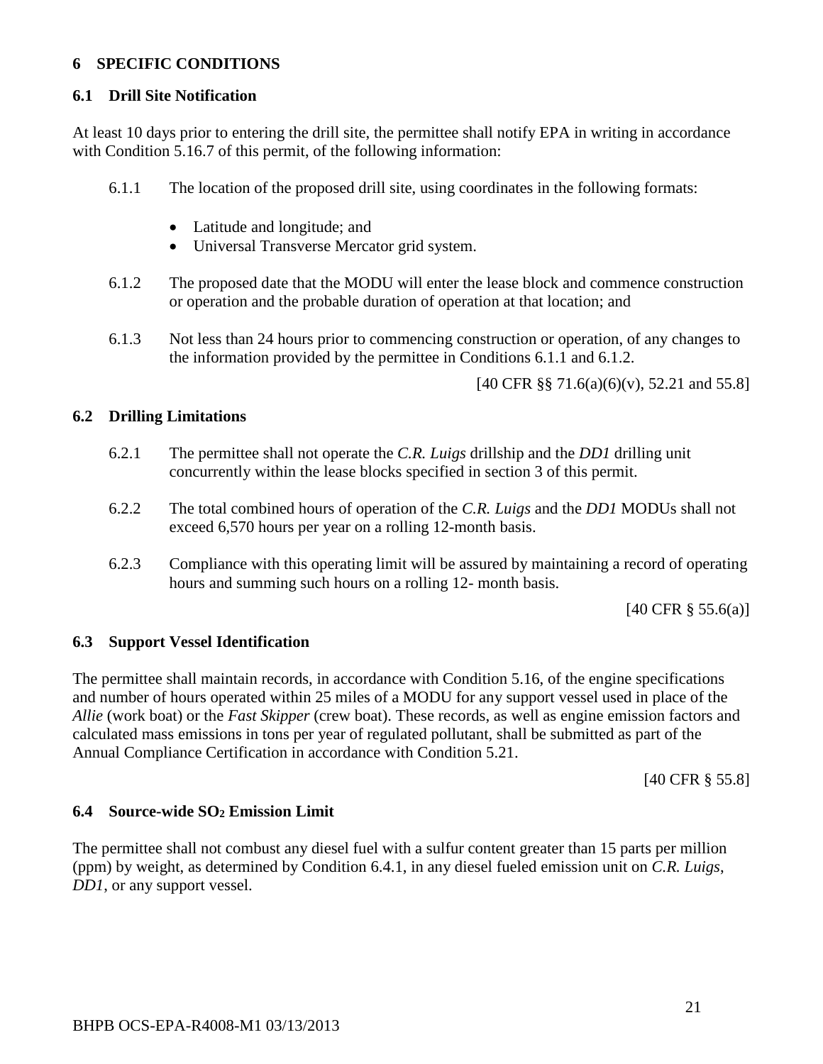# 6 SPECIFIC CONDITIONS

## 6.1 Drill Site Notification

At least 10 days prior to entering the drill site, the permittee shall notify EPA in writing in accordance with Condition 5.16.7 of this permit, of the following information:

6.1.1 The location of the proposed drill site, using coordinates in the following formats:

- Latitude and longitude; and
- Universal Transverse Mercator grid system.

6.1.2 The proposed date that the MODU will enter the lease block and commence construction or operation and the probable duration of operation at that location; and

6.1.3 Not less than 24 hours prior to commencing construction or operation, of any changes to the information provided by the permittee in Conditions 6.1.1 and 6.1.2.

[40 CFR §§ 71.6(a)(6)(v), 52.21 and 55.8]

## 6.2 Drilling Limitations

6.2.1 The permittee shall not operate the *C.R. Luigs* drillship and the *DD1* drilling unit concurrently within the lease blocks specified in section 3 of this permit.

6.2.2 The total combined hours of operation of the *C.R. Luigs* and the *DD1* MODUs shall not exceed 6,570 hours per year on a rolling 12-month basis.

6.2.3 Compliance with this operating limit will be assured by maintaining a record of operating hours and summing such hours on a rolling 12- month basis.

[40 CFR § 55.6(a)]

## 6.3 Support Vessel Identification

The permittee shall maintain records, in accordance with Condition 5.16, of the engine specifications and number of hours operated within 25 miles of a MODU for any support vessel used in place of the *Allie* (work boat) or the *Fast Skipper* (crew boat). These records, as well as engine emission factors and calculated mass emissions in tons per year of regulated pollutant, shall be submitted as part of the Annual Compliance Certification in accordance with Condition 5.21.

[40 CFR § 55.8]

## 6.4 Source-wide $SO_2$ Emission Limit

The permittee shall not combust any diesel fuel with a sulfur content greater than 15 parts per million (ppm) by weight, as determined by Condition 6.4.1, in any diesel fueled emission unit on *C.R. Luigs*, *DD1*, or any support vessel.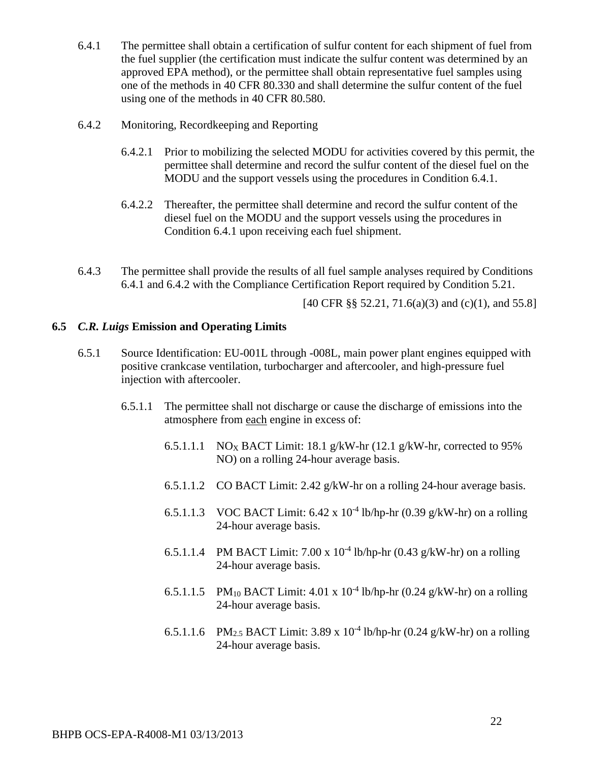6.4.1 The permittee shall obtain a certification of sulfur content for each shipment of fuel from the fuel supplier (the certification must indicate the sulfur content was determined by an approved EPA method), or the permittee shall obtain representative fuel samples using one of the methods in 40 CFR 80.330 and shall determine the sulfur content of the fuel using one of the methods in 40 CFR 80.580.

6.4.2 Monitoring, Recordkeeping and Reporting

6.4.2.1 Prior to mobilizing the selected MODU for activities covered by this permit, the permittee shall determine and record the sulfur content of the diesel fuel on the MODU and the support vessels using the procedures in Condition 6.4.1.

6.4.2.2 Thereafter, the permittee shall determine and record the sulfur content of the diesel fuel on the MODU and the support vessels using the procedures in Condition 6.4.1 upon receiving each fuel shipment.

6.4.3 The permittee shall provide the results of all fuel sample analyses required by Conditions 6.4.1 and 6.4.2 with the Compliance Certification Report required by Condition 5.21.

[40 CFR §§ 52.21, 71.6(a)(3) and (c)(1), and 55.8]

## 6.5 *C.R. Luigs* Emission and Operating Limits

6.5.1 Source Identification: EU-001L through -008L, main power plant engines equipped with positive crankcase ventilation, turbocharger and aftercooler, and high-pressure fuel injection with aftercooler.

6.5.1.1 The permittee shall not discharge or cause the discharge of emissions into the atmosphere from each engine in excess of:

6.5.1.1.1 $NO_X$ BACT Limit: 18.1 g/kW-hr (12.1 g/kW-hr, corrected to 95% NO) on a rolling 24-hour average basis.

6.5.1.1.2 CO BACT Limit: 2.42 g/kW-hr on a rolling 24-hour average basis.

6.5.1.1.3 VOC BACT Limit: $6.42 \times 10^{-4}$ lb/hp-hr (0.39 g/kW-hr) on a rolling 24-hour average basis.

6.5.1.1.4 PM BACT Limit: $7.00 \times 10^{-4}$ lb/hp-hr (0.43 g/kW-hr) on a rolling 24-hour average basis.

6.5.1.1.5 $PM_{10}$ BACT Limit: $4.01 \times 10^{-4}$ lb/hp-hr (0.24 g/kW-hr) on a rolling 24-hour average basis.

6.5.1.1.6 $PM_{2.5}$ BACT Limit: $3.89 \times 10^{-4}$ lb/hp-hr (0.24 g/kW-hr) on a rolling 24-hour average basis.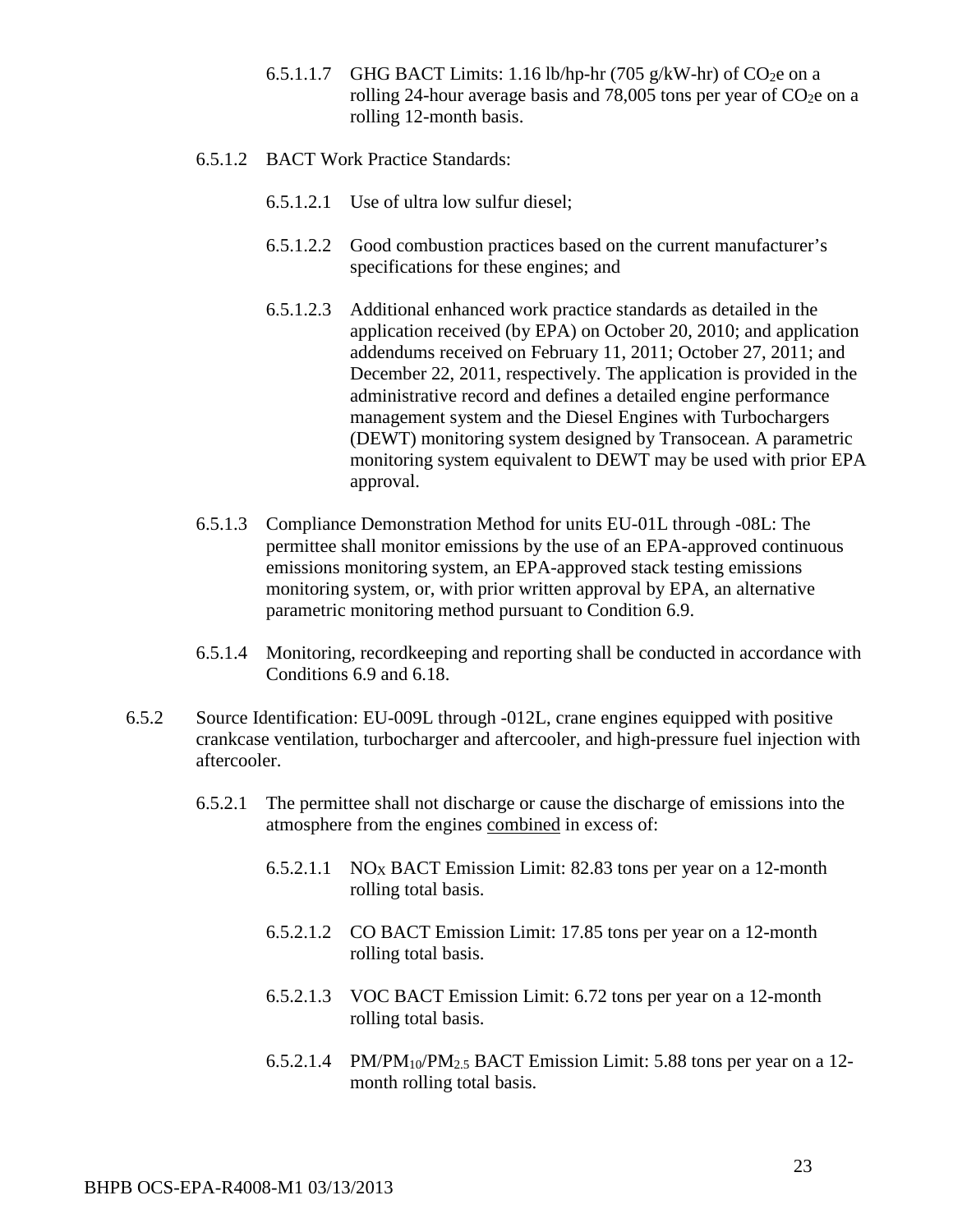6.5.1.1.7 GHG BACT Limits: 1.16 lb/hp-hr (705 g/kW-hr) of $CO_2e$ on a rolling 24-hour average basis and 78,005 tons per year of $CO_2e$ on a rolling 12-month basis.

6.5.1.2 BACT Work Practice Standards:

6.5.1.2.1 Use of ultra low sulfur diesel;

6.5.1.2.2 Good combustion practices based on the current manufacturer's specifications for these engines; and

6.5.1.2.3 Additional enhanced work practice standards as detailed in the application received (by EPA) on October 20, 2010; and application addendums received on February 11, 2011; October 27, 2011; and December 22, 2011, respectively. The application is provided in the administrative record and defines a detailed engine performance management system and the Diesel Engines with Turbochargers (DEWT) monitoring system designed by Transocean. A parametric monitoring system equivalent to DEWT may be used with prior EPA approval.

6.5.1.3 Compliance Demonstration Method for units EU-01L through -08L: The permittee shall monitor emissions by the use of an EPA-approved continuous emissions monitoring system, an EPA-approved stack testing emissions monitoring system, or, with prior written approval by EPA, an alternative parametric monitoring method pursuant to Condition 6.9.

6.5.1.4 Monitoring, recordkeeping and reporting shall be conducted in accordance with Conditions 6.9 and 6.18.

6.5.2 Source Identification: EU-009L through -012L, crane engines equipped with positive crankcase ventilation, turbocharger and aftercooler, and high-pressure fuel injection with aftercooler.

6.5.2.1 The permittee shall not discharge or cause the discharge of emissions into the atmosphere from the engines <u>combined</u> in excess of:

6.5.2.1.1 $NO_X$ BACT Emission Limit: 82.83 tons per year on a 12-month rolling total basis.

6.5.2.1.2 CO BACT Emission Limit: 17.85 tons per year on a 12-month rolling total basis.

6.5.2.1.3 VOC BACT Emission Limit: 6.72 tons per year on a 12-month rolling total basis.

6.5.2.1.4 $PM/PM_{10}/PM_{2.5}$ BACT Emission Limit: 5.88 tons per year on a 12-month rolling total basis.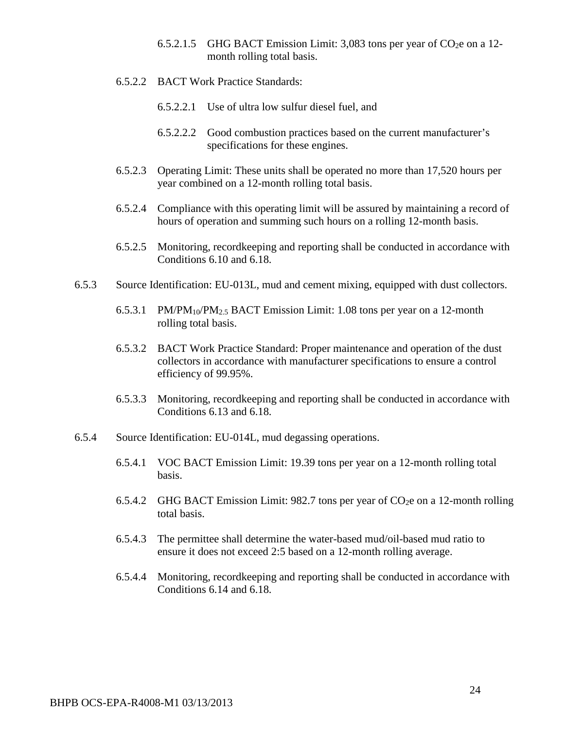6.5.2.1.5 GHG BACT Emission Limit: 3,083 tons per year of $CO_2e$ on a 12-month rolling total basis.

6.5.2.2 BACT Work Practice Standards:

6.5.2.2.1 Use of ultra low sulfur diesel fuel, and

6.5.2.2.2 Good combustion practices based on the current manufacturer's specifications for these engines.

6.5.2.3 Operating Limit: These units shall be operated no more than 17,520 hours per year combined on a 12-month rolling total basis.

6.5.2.4 Compliance with this operating limit will be assured by maintaining a record of hours of operation and summing such hours on a rolling 12-month basis.

6.5.2.5 Monitoring, recordkeeping and reporting shall be conducted in accordance with Conditions 6.10 and 6.18.

6.5.3 Source Identification: EU-013L, mud and cement mixing, equipped with dust collectors.

6.5.3.1 $PM/PM_{10}/PM_{2.5}$ BACT Emission Limit: 1.08 tons per year on a 12-month rolling total basis.

6.5.3.2 BACT Work Practice Standard: Proper maintenance and operation of the dust collectors in accordance with manufacturer specifications to ensure a control efficiency of 99.95%.

6.5.3.3 Monitoring, recordkeeping and reporting shall be conducted in accordance with Conditions 6.13 and 6.18.

6.5.4 Source Identification: EU-014L, mud degassing operations.

6.5.4.1 VOC BACT Emission Limit: 19.39 tons per year on a 12-month rolling total basis.

6.5.4.2 GHG BACT Emission Limit: 982.7 tons per year of $CO_2e$ on a 12-month rolling total basis.

6.5.4.3 The permittee shall determine the water-based mud/oil-based mud ratio to ensure it does not exceed 2:5 based on a 12-month rolling average.

6.5.4.4 Monitoring, recordkeeping and reporting shall be conducted in accordance with Conditions 6.14 and 6.18.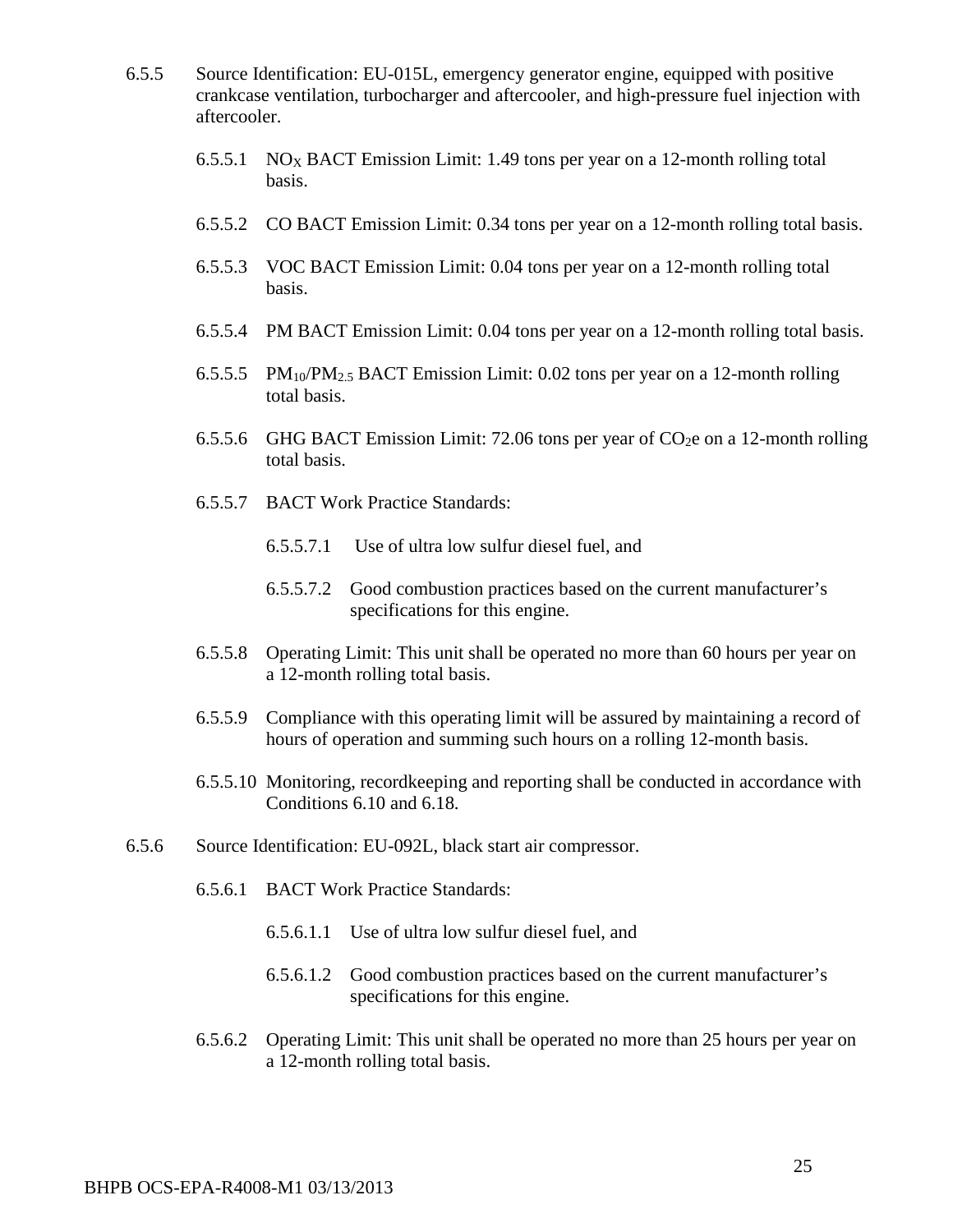6.5.5 Source Identification: EU-015L, emergency generator engine, equipped with positive crankcase ventilation, turbocharger and aftercooler, and high-pressure fuel injection with aftercooler.

6.5.5.1 $NO_X$ BACT Emission Limit: 1.49 tons per year on a 12-month rolling total basis.

6.5.5.2 CO BACT Emission Limit: 0.34 tons per year on a 12-month rolling total basis.

6.5.5.3 VOC BACT Emission Limit: 0.04 tons per year on a 12-month rolling total basis.

6.5.5.4 PM BACT Emission Limit: 0.04 tons per year on a 12-month rolling total basis.

6.5.5.5 $PM_{10}/PM_{2.5}$ BACT Emission Limit: 0.02 tons per year on a 12-month rolling total basis.

6.5.5.6 GHG BACT Emission Limit: 72.06 tons per year of $CO_2e$ on a 12-month rolling total basis.

6.5.5.7 BACT Work Practice Standards:

6.5.5.7.1 Use of ultra low sulfur diesel fuel, and

6.5.5.7.2 Good combustion practices based on the current manufacturer's specifications for this engine.

6.5.5.8 Operating Limit: This unit shall be operated no more than 60 hours per year on a 12-month rolling total basis.

6.5.5.9 Compliance with this operating limit will be assured by maintaining a record of hours of operation and summing such hours on a rolling 12-month basis.

6.5.5.10 Monitoring, recordkeeping and reporting shall be conducted in accordance with Conditions 6.10 and 6.18.

6.5.6 Source Identification: EU-092L, black start air compressor.

6.5.6.1 BACT Work Practice Standards:

6.5.6.1.1 Use of ultra low sulfur diesel fuel, and

6.5.6.1.2 Good combustion practices based on the current manufacturer's specifications for this engine.

6.5.6.2 Operating Limit: This unit shall be operated no more than 25 hours per year on a 12-month rolling total basis.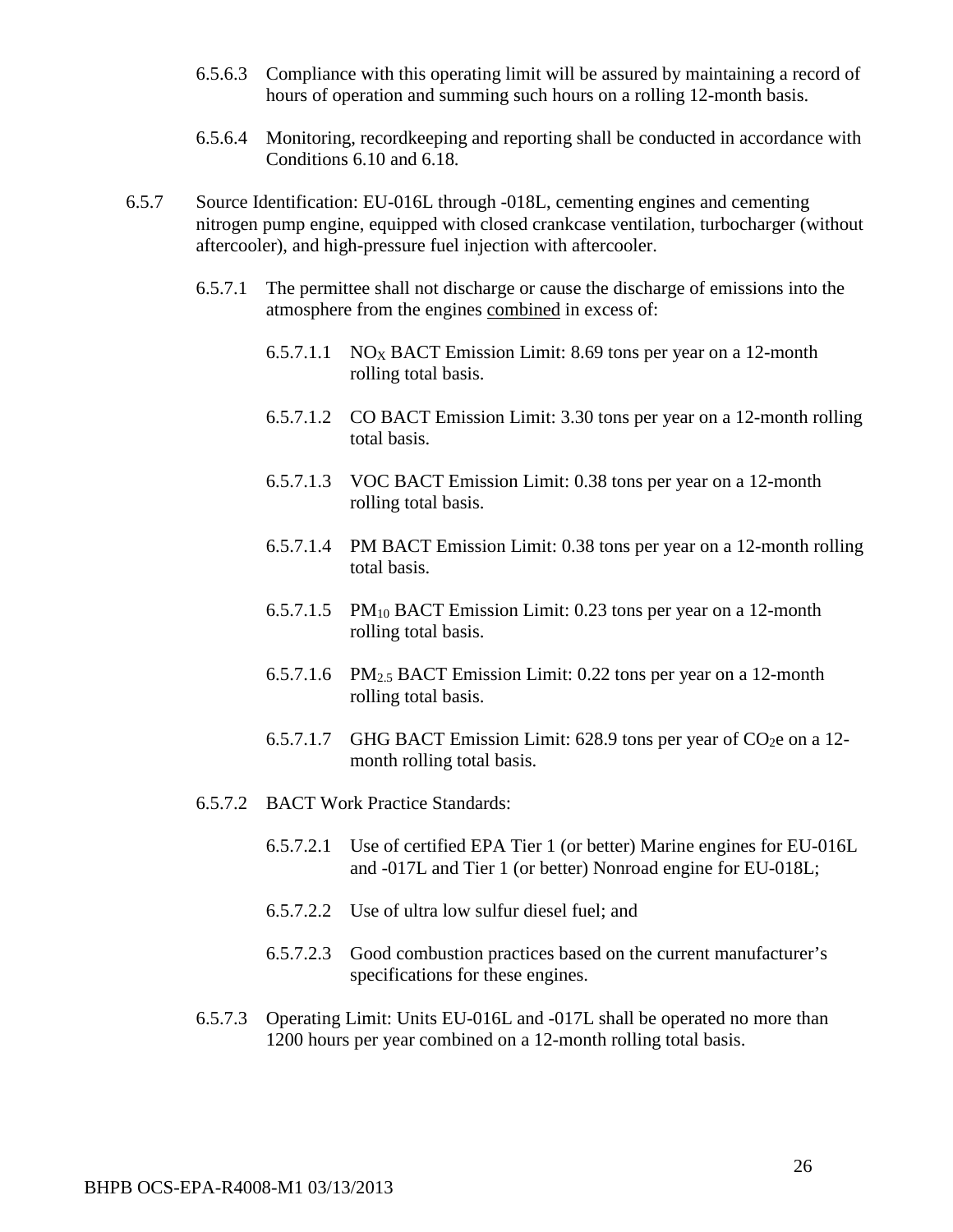6.5.6.3 Compliance with this operating limit will be assured by maintaining a record of hours of operation and summing such hours on a rolling 12-month basis.

6.5.6.4 Monitoring, recordkeeping and reporting shall be conducted in accordance with Conditions 6.10 and 6.18.

6.5.7 Source Identification: EU-016L through -018L, cementing engines and cementing nitrogen pump engine, equipped with closed crankcase ventilation, turbocharger (without aftercooler), and high-pressure fuel injection with aftercooler.

6.5.7.1 The permittee shall not discharge or cause the discharge of emissions into the atmosphere from the engines <u>combined</u> in excess of:

6.5.7.1.1 $NO_X$ BACT Emission Limit: 8.69 tons per year on a 12-month rolling total basis.

6.5.7.1.2 CO BACT Emission Limit: 3.30 tons per year on a 12-month rolling total basis.

6.5.7.1.3 VOC BACT Emission Limit: 0.38 tons per year on a 12-month rolling total basis.

6.5.7.1.4 PM BACT Emission Limit: 0.38 tons per year on a 12-month rolling total basis.

6.5.7.1.5 $PM_{10}$ BACT Emission Limit: 0.23 tons per year on a 12-month rolling total basis.

6.5.7.1.6 $PM_{2.5}$ BACT Emission Limit: 0.22 tons per year on a 12-month rolling total basis.

6.5.7.1.7 GHG BACT Emission Limit: 628.9 tons per year of $CO_2e$ on a 12-month rolling total basis.

6.5.7.2 BACT Work Practice Standards:

6.5.7.2.1 Use of certified EPA Tier 1 (or better) Marine engines for EU-016L and -017L and Tier 1 (or better) Nonroad engine for EU-018L;

6.5.7.2.2 Use of ultra low sulfur diesel fuel; and

6.5.7.2.3 Good combustion practices based on the current manufacturer's specifications for these engines.

6.5.7.3 Operating Limit: Units EU-016L and -017L shall be operated no more than 1200 hours per year combined on a 12-month rolling total basis.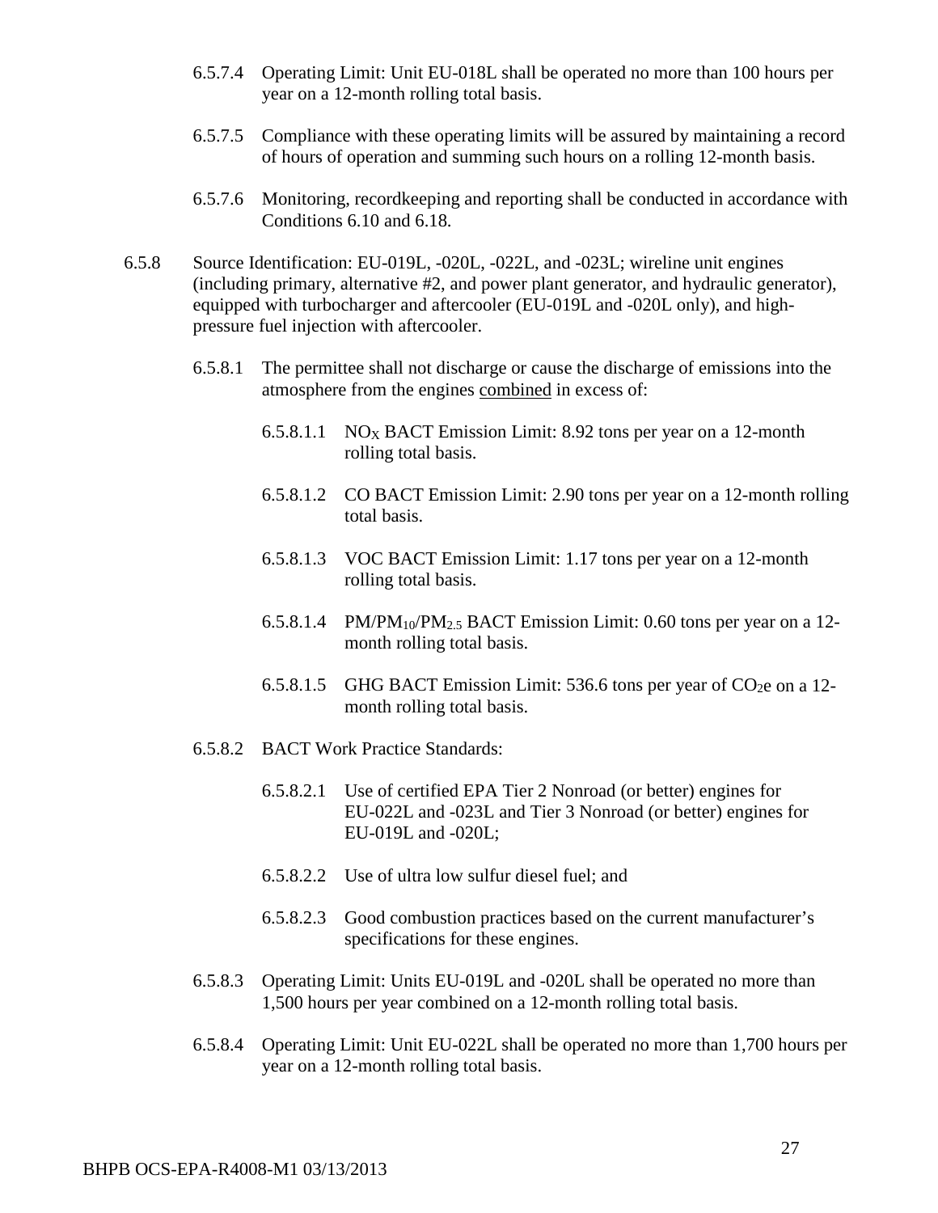6.5.7.4 Operating Limit: Unit EU-018L shall be operated no more than 100 hours per year on a 12-month rolling total basis.

6.5.7.5 Compliance with these operating limits will be assured by maintaining a record of hours of operation and summing such hours on a rolling 12-month basis.

6.5.7.6 Monitoring, recordkeeping and reporting shall be conducted in accordance with Conditions 6.10 and 6.18.

6.5.8 Source Identification: EU-019L, -020L, -022L, and -023L; wireline unit engines (including primary, alternative #2, and power plant generator, and hydraulic generator), equipped with turbocharger and aftercooler (EU-019L and -020L only), and high-pressure fuel injection with aftercooler.

6.5.8.1 The permittee shall not discharge or cause the discharge of emissions into the atmosphere from the engines combined in excess of:

6.5.8.1.1 $NO_X$ BACT Emission Limit: 8.92 tons per year on a 12-month rolling total basis.

6.5.8.1.2 CO BACT Emission Limit: 2.90 tons per year on a 12-month rolling total basis.

6.5.8.1.3 VOC BACT Emission Limit: 1.17 tons per year on a 12-month rolling total basis.

6.5.8.1.4 $PM/PM_{10}/PM_{2.5}$ BACT Emission Limit: 0.60 tons per year on a 12-month rolling total basis.

6.5.8.1.5 GHG BACT Emission Limit: 536.6 tons per year of $CO_2e$ on a 12-month rolling total basis.

6.5.8.2 BACT Work Practice Standards:

6.5.8.2.1 Use of certified EPA Tier 2 Nonroad (or better) engines for EU-022L and -023L and Tier 3 Nonroad (or better) engines for EU-019L and -020L;

6.5.8.2.2 Use of ultra low sulfur diesel fuel; and

6.5.8.2.3 Good combustion practices based on the current manufacturer's specifications for these engines.

6.5.8.3 Operating Limit: Units EU-019L and -020L shall be operated no more than 1,500 hours per year combined on a 12-month rolling total basis.

6.5.8.4 Operating Limit: Unit EU-022L shall be operated no more than 1,700 hours per year on a 12-month rolling total basis.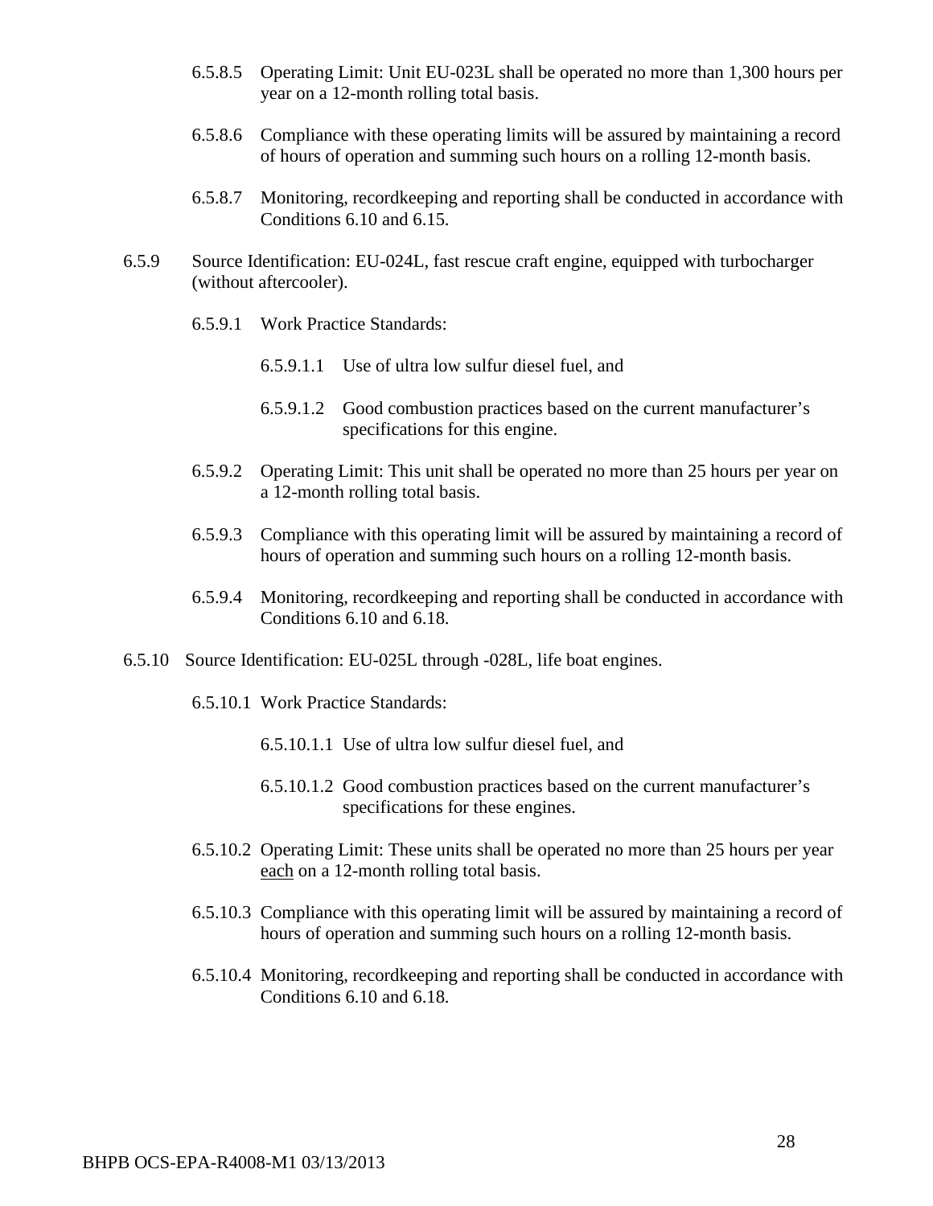6.5.8.5 Operating Limit: Unit EU-023L shall be operated no more than 1,300 hours per year on a 12-month rolling total basis.

6.5.8.6 Compliance with these operating limits will be assured by maintaining a record of hours of operation and summing such hours on a rolling 12-month basis.

6.5.8.7 Monitoring, recordkeeping and reporting shall be conducted in accordance with Conditions 6.10 and 6.15.

6.5.9 Source Identification: EU-024L, fast rescue craft engine, equipped with turbocharger (without aftercooler).

6.5.9.1 Work Practice Standards:

6.5.9.1.1 Use of ultra low sulfur diesel fuel, and

6.5.9.1.2 Good combustion practices based on the current manufacturer's specifications for this engine.

6.5.9.2 Operating Limit: This unit shall be operated no more than 25 hours per year on a 12-month rolling total basis.

6.5.9.3 Compliance with this operating limit will be assured by maintaining a record of hours of operation and summing such hours on a rolling 12-month basis.

6.5.9.4 Monitoring, recordkeeping and reporting shall be conducted in accordance with Conditions 6.10 and 6.18.

6.5.10 Source Identification: EU-025L through -028L, life boat engines.

6.5.10.1 Work Practice Standards:

6.5.10.1.1 Use of ultra low sulfur diesel fuel, and

6.5.10.1.2 Good combustion practices based on the current manufacturer's specifications for these engines.

6.5.10.2 Operating Limit: These units shall be operated no more than 25 hours per year each on a 12-month rolling total basis.

6.5.10.3 Compliance with this operating limit will be assured by maintaining a record of hours of operation and summing such hours on a rolling 12-month basis.

6.5.10.4 Monitoring, recordkeeping and reporting shall be conducted in accordance with Conditions 6.10 and 6.18.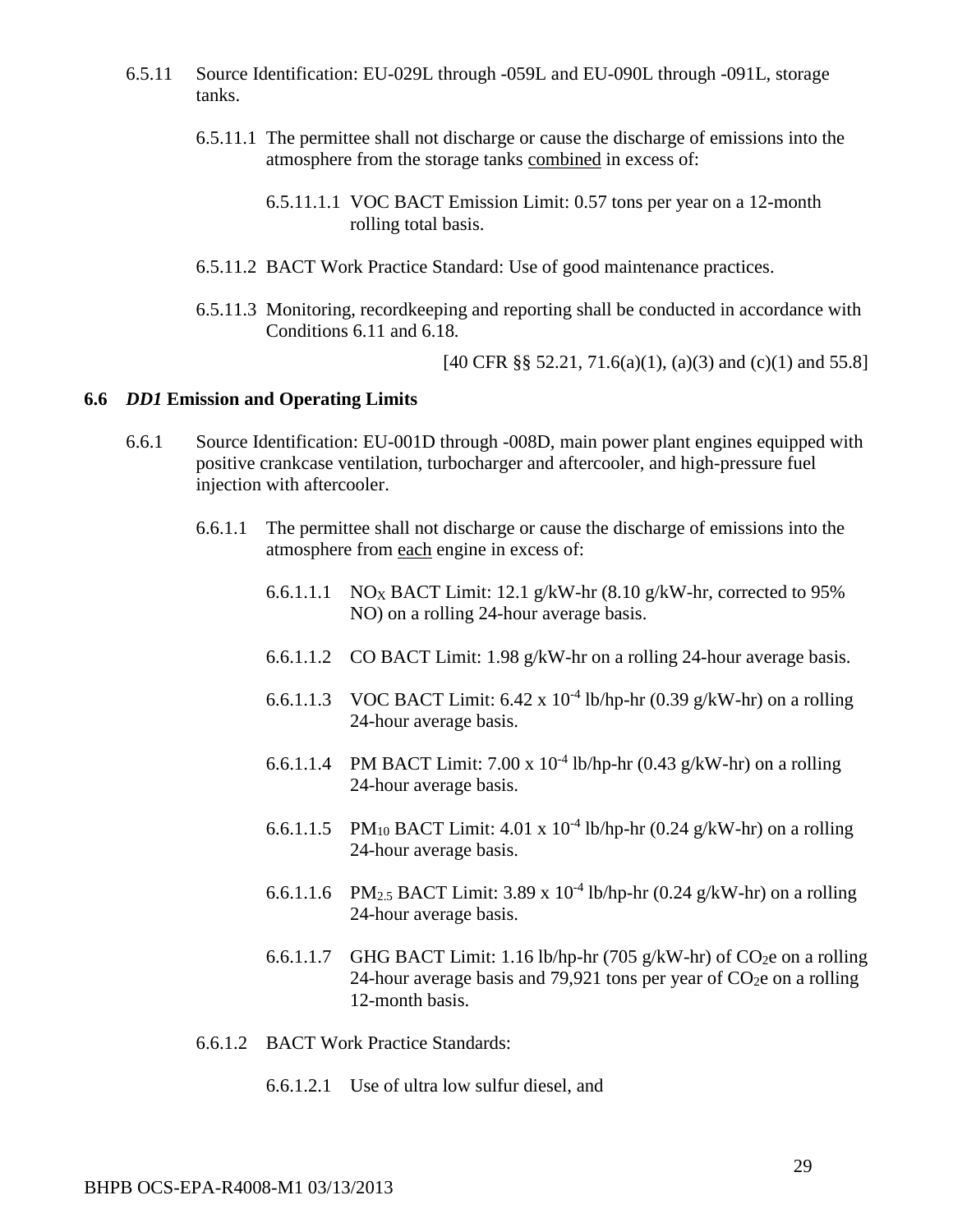6.5.11 Source Identification: EU-029L through -059L and EU-090L through -091L, storage tanks.

6.5.11.1 The permittee shall not discharge or cause the discharge of emissions into the atmosphere from the storage tanks combined in excess of:

6.5.11.1.1 VOC BACT Emission Limit: 0.57 tons per year on a 12-month rolling total basis.

6.5.11.2 BACT Work Practice Standard: Use of good maintenance practices.

6.5.11.3 Monitoring, recordkeeping and reporting shall be conducted in accordance with Conditions 6.11 and 6.18.

[40 CFR §§ 52.21, 71.6(a)(1), (a)(3) and (c)(1) and 55.8]

## 6.6 *DD1* Emission and Operating Limits

6.6.1 Source Identification: EU-001D through -008D, main power plant engines equipped with positive crankcase ventilation, turbocharger and aftercooler, and high-pressure fuel injection with aftercooler.

6.6.1.1 The permittee shall not discharge or cause the discharge of emissions into the atmosphere from each engine in excess of:

6.6.1.1.1 $NO_X$ BACT Limit: 12.1 g/kW-hr (8.10 g/kW-hr, corrected to 95% NO) on a rolling 24-hour average basis.

6.6.1.1.2 CO BACT Limit: 1.98 g/kW-hr on a rolling 24-hour average basis.

6.6.1.1.3 VOC BACT Limit: $6.42 \times 10^{-4}$ lb/hp-hr (0.39 g/kW-hr) on a rolling 24-hour average basis.

6.6.1.1.4 PM BACT Limit: $7.00 \times 10^{-4}$ lb/hp-hr (0.43 g/kW-hr) on a rolling 24-hour average basis.

6.6.1.1.5 $PM_{10}$ BACT Limit: $4.01 \times 10^{-4}$ lb/hp-hr (0.24 g/kW-hr) on a rolling 24-hour average basis.

6.6.1.1.6 $PM_{2.5}$ BACT Limit: $3.89 \times 10^{-4}$ lb/hp-hr (0.24 g/kW-hr) on a rolling 24-hour average basis.

6.6.1.1.7 GHG BACT Limit: 1.16 lb/hp-hr (705 g/kW-hr) of $CO_2e$ on a rolling 24-hour average basis and 79,921 tons per year of $CO_2e$ on a rolling 12-month basis.

6.6.1.2 BACT Work Practice Standards:

6.6.1.2.1 Use of ultra low sulfur diesel, and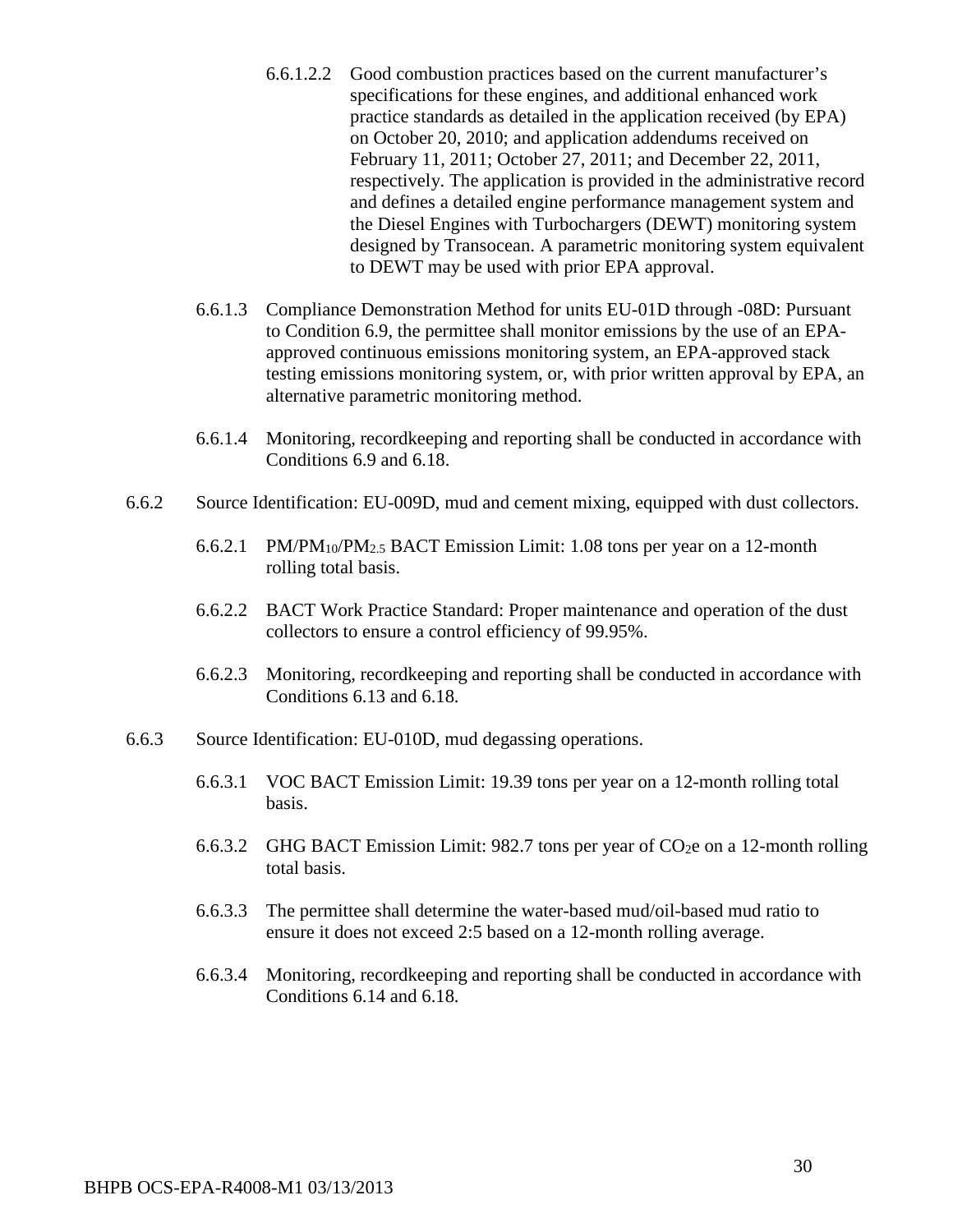6.6.1.2.2 Good combustion practices based on the current manufacturer's specifications for these engines, and additional enhanced work practice standards as detailed in the application received (by EPA) on October 20, 2010; and application addendums received on February 11, 2011; October 27, 2011; and December 22, 2011, respectively. The application is provided in the administrative record and defines a detailed engine performance management system and the Diesel Engines with Turbochargers (DEWT) monitoring system designed by Transocean. A parametric monitoring system equivalent to DEWT may be used with prior EPA approval.

6.6.1.3 Compliance Demonstration Method for units EU-01D through -08D: Pursuant to Condition 6.9, the permittee shall monitor emissions by the use of an EPA-approved continuous emissions monitoring system, an EPA-approved stack testing emissions monitoring system, or, with prior written approval by EPA, an alternative parametric monitoring method.

6.6.1.4 Monitoring, recordkeeping and reporting shall be conducted in accordance with Conditions 6.9 and 6.18.

6.6.2 Source Identification: EU-009D, mud and cement mixing, equipped with dust collectors.

6.6.2.1 PM/$PM_{10}$/$PM_{2.5}$ BACT Emission Limit: 1.08 tons per year on a 12-month rolling total basis.

6.6.2.2 BACT Work Practice Standard: Proper maintenance and operation of the dust collectors to ensure a control efficiency of 99.95%.

6.6.2.3 Monitoring, recordkeeping and reporting shall be conducted in accordance with Conditions 6.13 and 6.18.

6.6.3 Source Identification: EU-010D, mud degassing operations.

6.6.3.1 VOC BACT Emission Limit: 19.39 tons per year on a 12-month rolling total basis.

6.6.3.2 GHG BACT Emission Limit: 982.7 tons per year of $CO_2e$ on a 12-month rolling total basis.

6.6.3.3 The permittee shall determine the water-based mud/oil-based mud ratio to ensure it does not exceed 2:5 based on a 12-month rolling average.

6.6.3.4 Monitoring, recordkeeping and reporting shall be conducted in accordance with Conditions 6.14 and 6.18.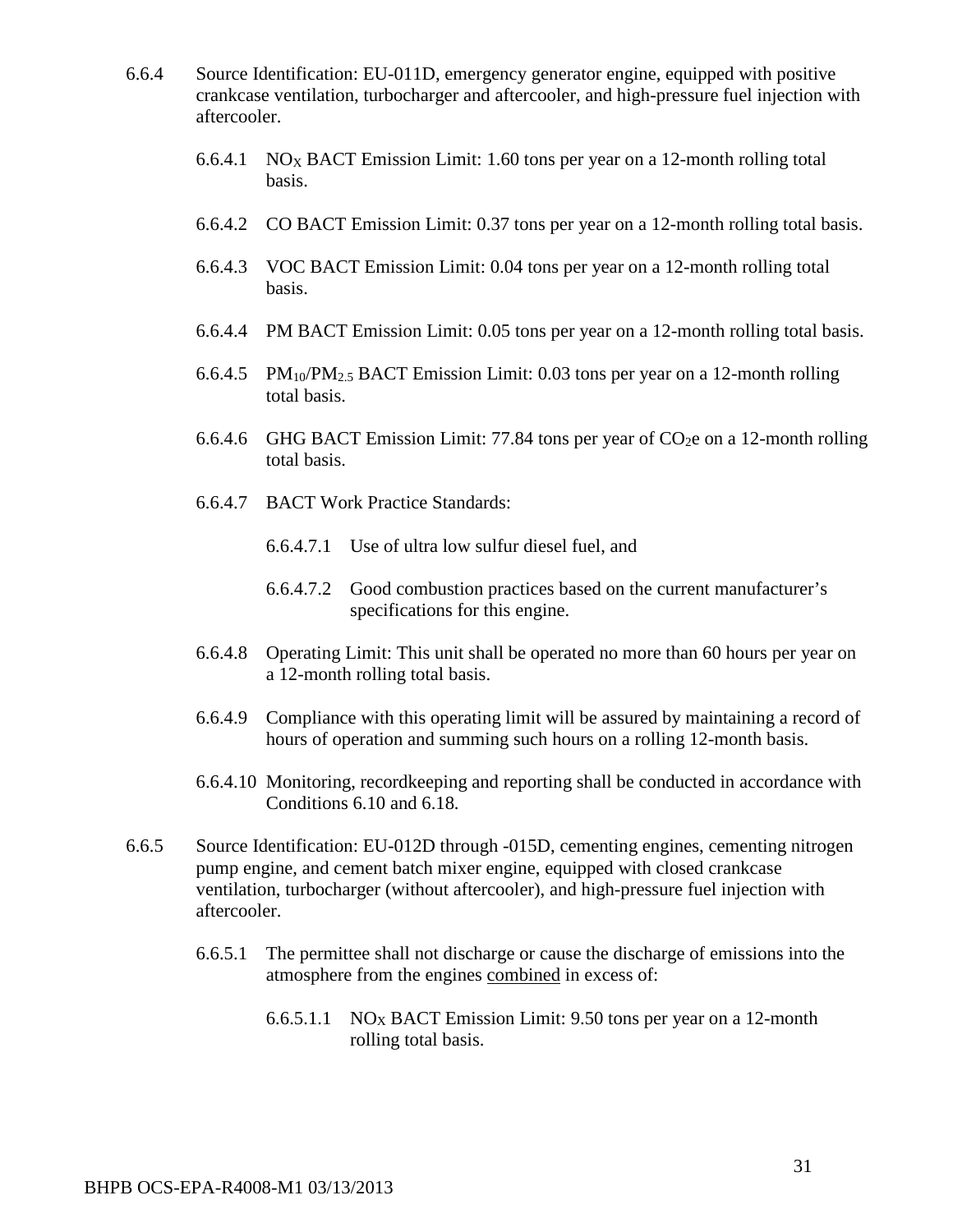6.6.4 Source Identification: EU-011D, emergency generator engine, equipped with positive crankcase ventilation, turbocharger and aftercooler, and high-pressure fuel injection with aftercooler.

6.6.4.1 $NO_X$ BACT Emission Limit: 1.60 tons per year on a 12-month rolling total basis.

6.6.4.2 CO BACT Emission Limit: 0.37 tons per year on a 12-month rolling total basis.

6.6.4.3 VOC BACT Emission Limit: 0.04 tons per year on a 12-month rolling total basis.

6.6.4.4 PM BACT Emission Limit: 0.05 tons per year on a 12-month rolling total basis.

6.6.4.5 $PM_{10}/PM_{2.5}$ BACT Emission Limit: 0.03 tons per year on a 12-month rolling total basis.

6.6.4.6 GHG BACT Emission Limit: 77.84 tons per year of $CO_2e$ on a 12-month rolling total basis.

6.6.4.7 BACT Work Practice Standards:

6.6.4.7.1 Use of ultra low sulfur diesel fuel, and

6.6.4.7.2 Good combustion practices based on the current manufacturer's specifications for this engine.

6.6.4.8 Operating Limit: This unit shall be operated no more than 60 hours per year on a 12-month rolling total basis.

6.6.4.9 Compliance with this operating limit will be assured by maintaining a record of hours of operation and summing such hours on a rolling 12-month basis.

6.6.4.10 Monitoring, recordkeeping and reporting shall be conducted in accordance with Conditions 6.10 and 6.18.

6.6.5 Source Identification: EU-012D through -015D, cementing engines, cementing nitrogen pump engine, and cement batch mixer engine, equipped with closed crankcase ventilation, turbocharger (without aftercooler), and high-pressure fuel injection with aftercooler.

6.6.5.1 The permittee shall not discharge or cause the discharge of emissions into the atmosphere from the engines combined in excess of:

6.6.5.1.1 $NO_X$ BACT Emission Limit: 9.50 tons per year on a 12-month rolling total basis.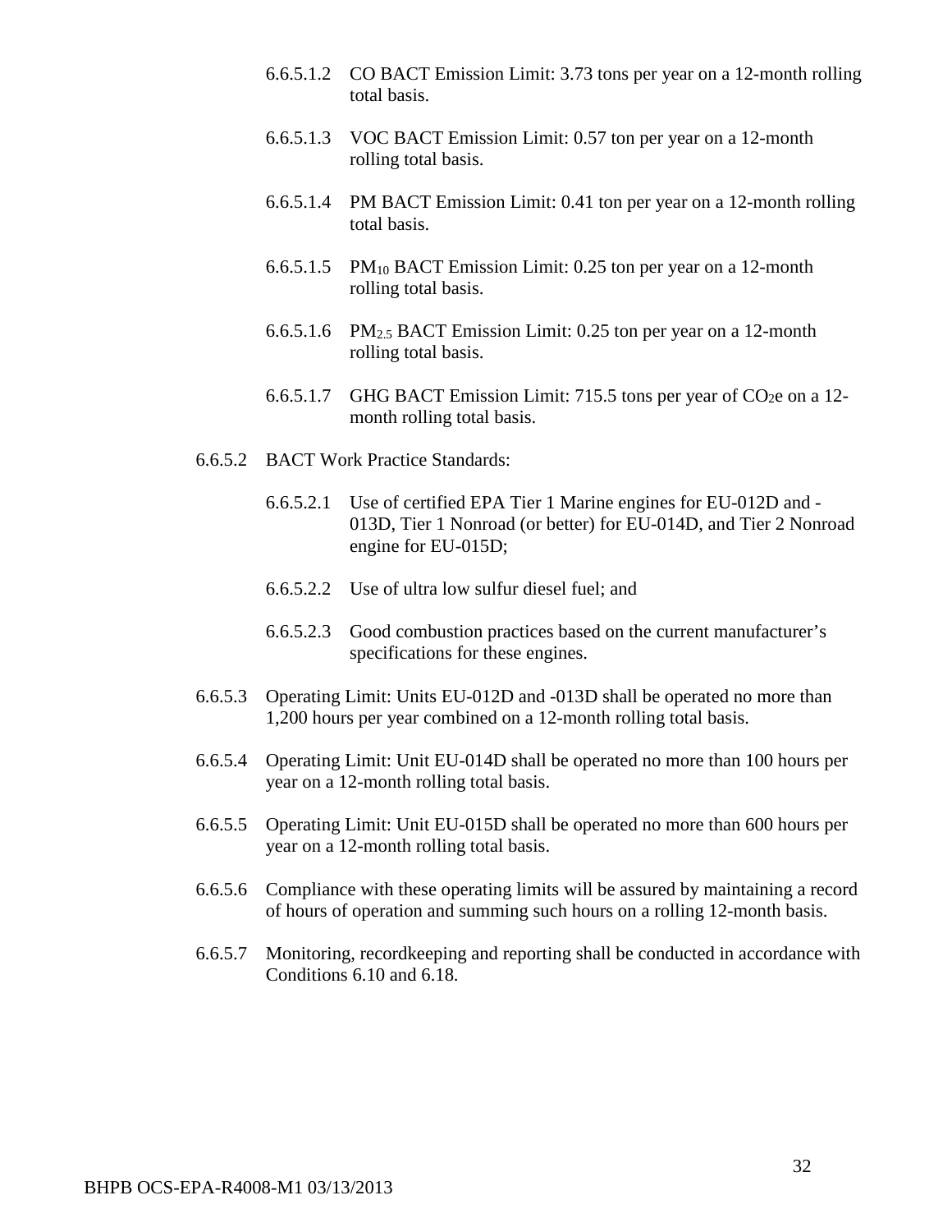6.6.5.1.2 CO BACT Emission Limit: 3.73 tons per year on a 12-month rolling total basis.

6.6.5.1.3 VOC BACT Emission Limit: 0.57 ton per year on a 12-month rolling total basis.

6.6.5.1.4 PM BACT Emission Limit: 0.41 ton per year on a 12-month rolling total basis.

6.6.5.1.5 $PM_{10}$ BACT Emission Limit: 0.25 ton per year on a 12-month rolling total basis.

6.6.5.1.6 $PM_{2.5}$ BACT Emission Limit: 0.25 ton per year on a 12-month rolling total basis.

6.6.5.1.7 GHG BACT Emission Limit: 715.5 tons per year of $CO_2e$ on a 12-month rolling total basis.

6.6.5.2 BACT Work Practice Standards:

6.6.5.2.1 Use of certified EPA Tier 1 Marine engines for EU-012D and -013D, Tier 1 Nonroad (or better) for EU-014D, and Tier 2 Nonroad engine for EU-015D;

6.6.5.2.2 Use of ultra low sulfur diesel fuel; and

6.6.5.2.3 Good combustion practices based on the current manufacturer's specifications for these engines.

6.6.5.3 Operating Limit: Units EU-012D and -013D shall be operated no more than 1,200 hours per year combined on a 12-month rolling total basis.

6.6.5.4 Operating Limit: Unit EU-014D shall be operated no more than 100 hours per year on a 12-month rolling total basis.

6.6.5.5 Operating Limit: Unit EU-015D shall be operated no more than 600 hours per year on a 12-month rolling total basis.

6.6.5.6 Compliance with these operating limits will be assured by maintaining a record of hours of operation and summing such hours on a rolling 12-month basis.

6.6.5.7 Monitoring, recordkeeping and reporting shall be conducted in accordance with Conditions 6.10 and 6.18.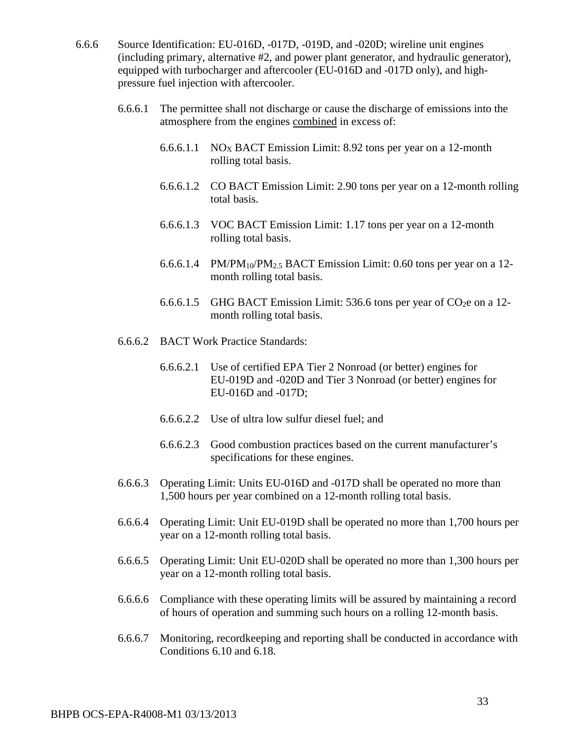6.6.6 Source Identification: EU-016D, -017D, -019D, and -020D; wireline unit engines (including primary, alternative #2, and power plant generator, and hydraulic generator), equipped with turbocharger and aftercooler (EU-016D and -017D only), and high-pressure fuel injection with aftercooler.

6.6.6.1 The permittee shall not discharge or cause the discharge of emissions into the atmosphere from the engines combined in excess of:

6.6.6.1.1 $NO_X$ BACT Emission Limit: 8.92 tons per year on a 12-month rolling total basis.

6.6.6.1.2 CO BACT Emission Limit: 2.90 tons per year on a 12-month rolling total basis.

6.6.6.1.3 VOC BACT Emission Limit: 1.17 tons per year on a 12-month rolling total basis.

6.6.6.1.4 $PM/PM_{10}/PM_{2.5}$ BACT Emission Limit: 0.60 tons per year on a 12-month rolling total basis.

6.6.6.1.5 GHG BACT Emission Limit: 536.6 tons per year of $CO_2e$ on a 12-month rolling total basis.

6.6.6.2 BACT Work Practice Standards:

6.6.6.2.1 Use of certified EPA Tier 2 Nonroad (or better) engines for EU-019D and -020D and Tier 3 Nonroad (or better) engines for EU-016D and -017D;

6.6.6.2.2 Use of ultra low sulfur diesel fuel; and

6.6.6.2.3 Good combustion practices based on the current manufacturer's specifications for these engines.

6.6.6.3 Operating Limit: Units EU-016D and -017D shall be operated no more than 1,500 hours per year combined on a 12-month rolling total basis.

6.6.6.4 Operating Limit: Unit EU-019D shall be operated no more than 1,700 hours per year on a 12-month rolling total basis.

6.6.6.5 Operating Limit: Unit EU-020D shall be operated no more than 1,300 hours per year on a 12-month rolling total basis.

6.6.6.6 Compliance with these operating limits will be assured by maintaining a record of hours of operation and summing such hours on a rolling 12-month basis.

6.6.6.7 Monitoring, recordkeeping and reporting shall be conducted in accordance with Conditions 6.10 and 6.18.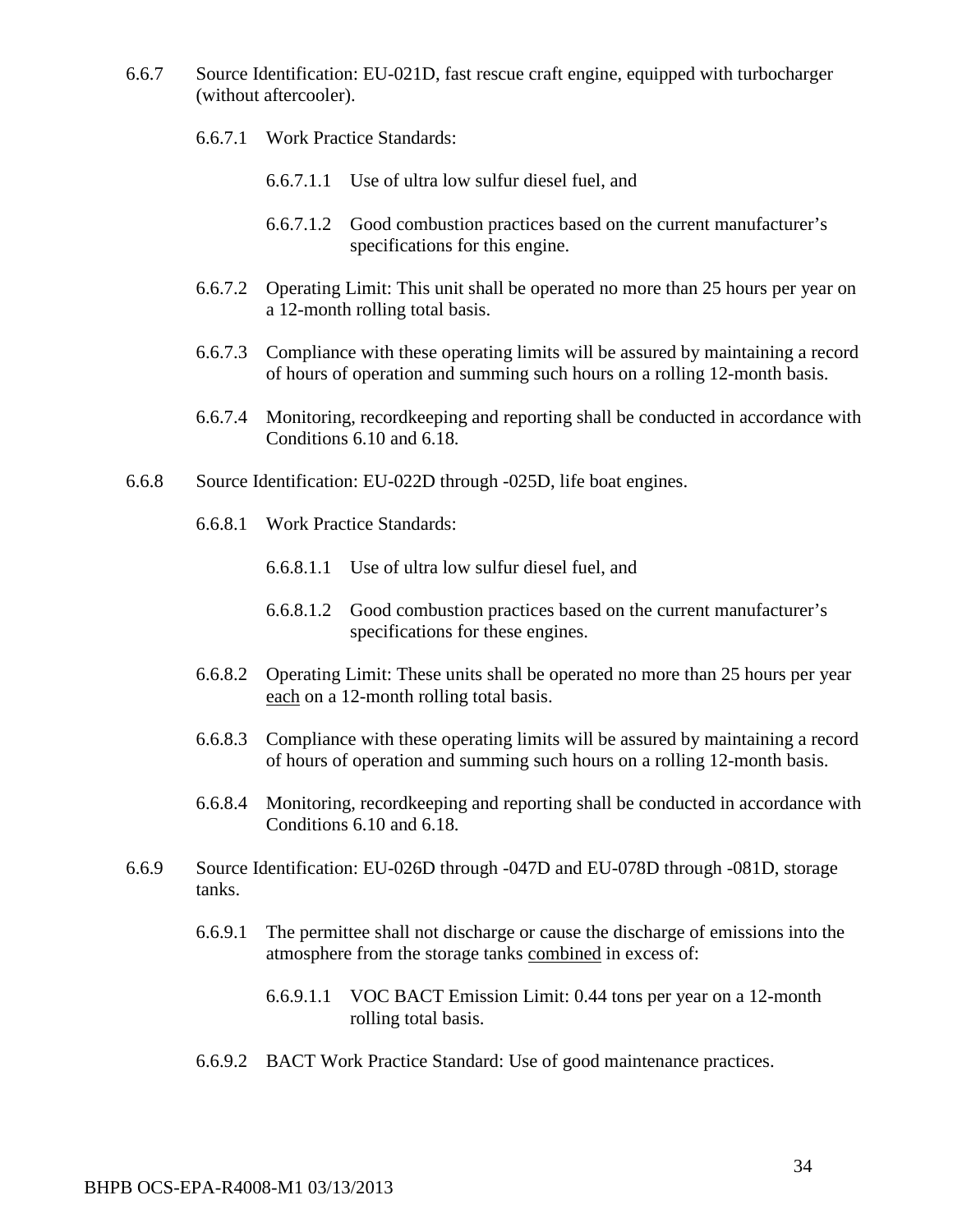6.6.7 Source Identification: EU-021D, fast rescue craft engine, equipped with turbocharger (without aftercooler).

6.6.7.1 Work Practice Standards:

6.6.7.1.1 Use of ultra low sulfur diesel fuel, and

6.6.7.1.2 Good combustion practices based on the current manufacturer's specifications for this engine.

6.6.7.2 Operating Limit: This unit shall be operated no more than 25 hours per year on a 12-month rolling total basis.

6.6.7.3 Compliance with these operating limits will be assured by maintaining a record of hours of operation and summing such hours on a rolling 12-month basis.

6.6.7.4 Monitoring, recordkeeping and reporting shall be conducted in accordance with Conditions 6.10 and 6.18.

6.6.8 Source Identification: EU-022D through -025D, life boat engines.

6.6.8.1 Work Practice Standards:

6.6.8.1.1 Use of ultra low sulfur diesel fuel, and

6.6.8.1.2 Good combustion practices based on the current manufacturer's specifications for these engines.

6.6.8.2 Operating Limit: These units shall be operated no more than 25 hours per year each on a 12-month rolling total basis.

6.6.8.3 Compliance with these operating limits will be assured by maintaining a record of hours of operation and summing such hours on a rolling 12-month basis.

6.6.8.4 Monitoring, recordkeeping and reporting shall be conducted in accordance with Conditions 6.10 and 6.18.

6.6.9 Source Identification: EU-026D through -047D and EU-078D through -081D, storage tanks.

6.6.9.1 The permittee shall not discharge or cause the discharge of emissions into the atmosphere from the storage tanks combined in excess of:

6.6.9.1.1 VOC BACT Emission Limit: 0.44 tons per year on a 12-month rolling total basis.

6.6.9.2 BACT Work Practice Standard: Use of good maintenance practices.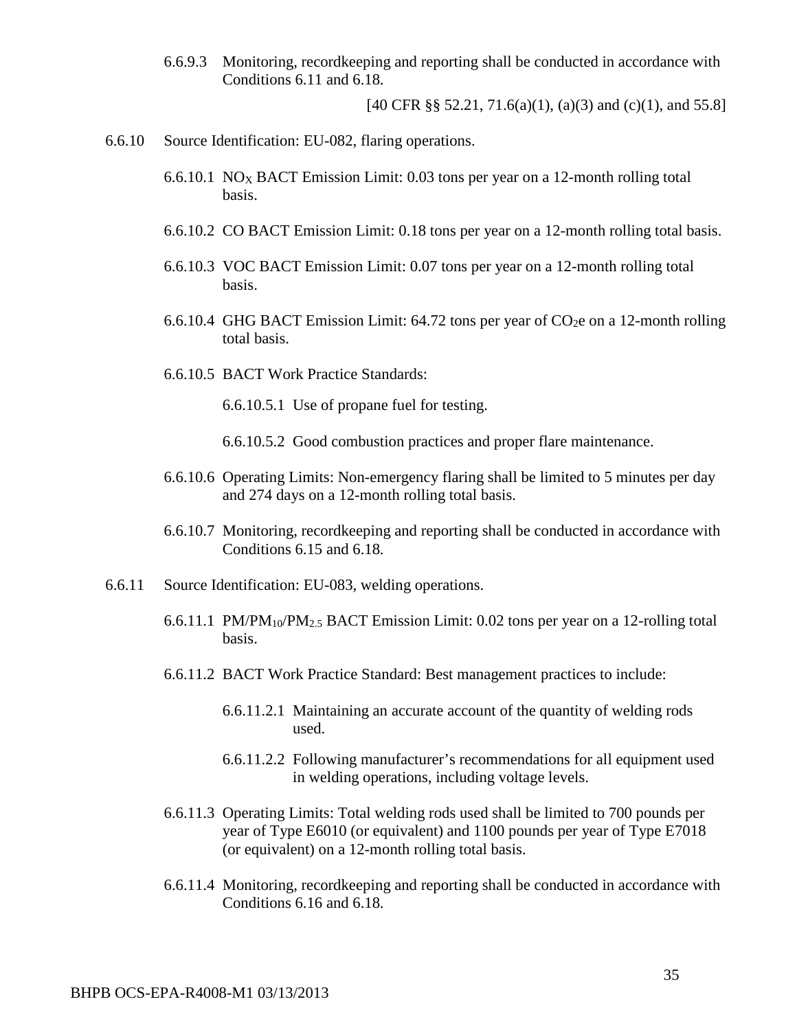6.6.9.3 Monitoring, recordkeeping and reporting shall be conducted in accordance with Conditions 6.11 and 6.18.

[40 CFR §§ 52.21, 71.6(a)(1), (a)(3) and (c)(1), and 55.8]

6.6.10 Source Identification: EU-082, flaring operations.

6.6.10.1 $NO_X$ BACT Emission Limit: 0.03 tons per year on a 12-month rolling total basis.

6.6.10.2 CO BACT Emission Limit: 0.18 tons per year on a 12-month rolling total basis.

6.6.10.3 VOC BACT Emission Limit: 0.07 tons per year on a 12-month rolling total basis.

6.6.10.4 GHG BACT Emission Limit: 64.72 tons per year of $CO_2$e on a 12-month rolling total basis.

6.6.10.5 BACT Work Practice Standards:

6.6.10.5.1 Use of propane fuel for testing.

6.6.10.5.2 Good combustion practices and proper flare maintenance.

6.6.10.6 Operating Limits: Non-emergency flaring shall be limited to 5 minutes per day and 274 days on a 12-month rolling total basis.

6.6.10.7 Monitoring, recordkeeping and reporting shall be conducted in accordance with Conditions 6.15 and 6.18.

6.6.11 Source Identification: EU-083, welding operations.

6.6.11.1 $PM/PM_{10}/PM_{2.5}$ BACT Emission Limit: 0.02 tons per year on a 12-rolling total basis.

6.6.11.2 BACT Work Practice Standard: Best management practices to include:

6.6.11.2.1 Maintaining an accurate account of the quantity of welding rods used.

6.6.11.2.2 Following manufacturer's recommendations for all equipment used in welding operations, including voltage levels.

6.6.11.3 Operating Limits: Total welding rods used shall be limited to 700 pounds per year of Type E6010 (or equivalent) and 1100 pounds per year of Type E7018 (or equivalent) on a 12-month rolling total basis.

6.6.11.4 Monitoring, recordkeeping and reporting shall be conducted in accordance with Conditions 6.16 and 6.18.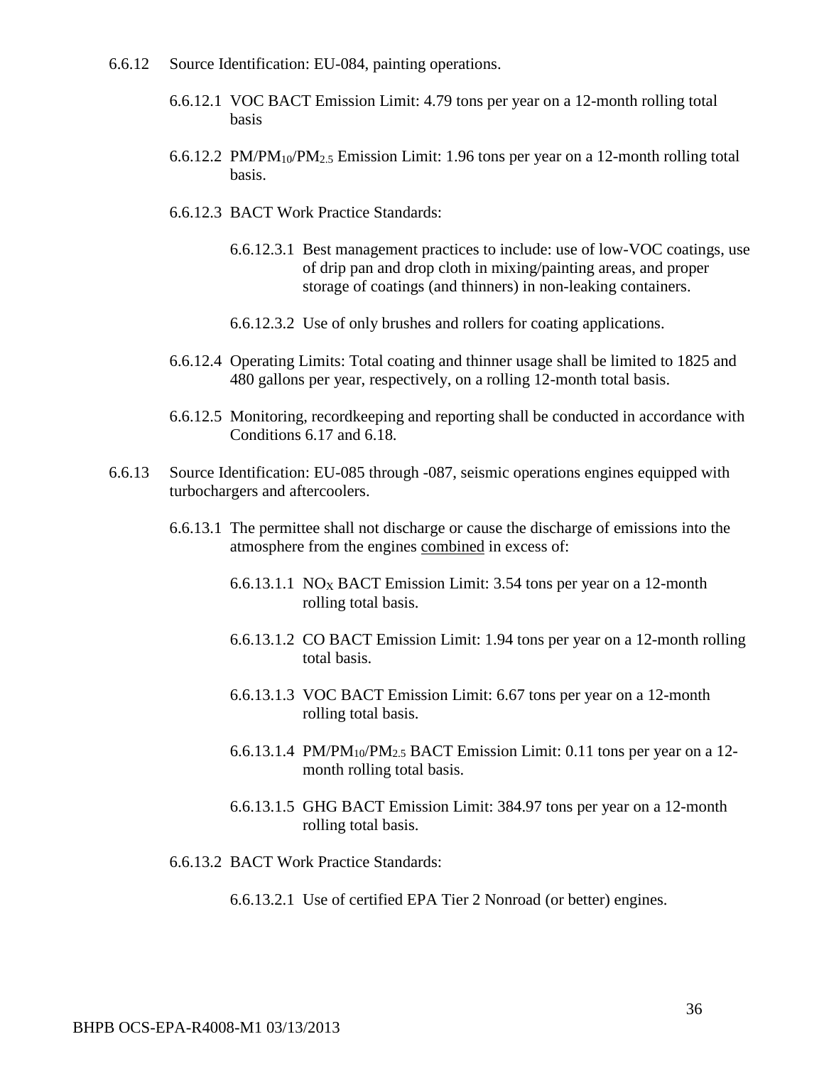6.6.12 Source Identification: EU-084, painting operations.

6.6.12.1 VOC BACT Emission Limit: 4.79 tons per year on a 12-month rolling total basis

6.6.12.2 $PM/PM_{10}/PM_{2.5}$ Emission Limit: 1.96 tons per year on a 12-month rolling total basis.

6.6.12.3 BACT Work Practice Standards:

6.6.12.3.1 Best management practices to include: use of low-VOC coatings, use of drip pan and drop cloth in mixing/painting areas, and proper storage of coatings (and thinners) in non-leaking containers.

6.6.12.3.2 Use of only brushes and rollers for coating applications.

6.6.12.4 Operating Limits: Total coating and thinner usage shall be limited to 1825 and 480 gallons per year, respectively, on a rolling 12-month total basis.

6.6.12.5 Monitoring, recordkeeping and reporting shall be conducted in accordance with Conditions 6.17 and 6.18.

6.6.13 Source Identification: EU-085 through -087, seismic operations engines equipped with turbochargers and aftercoolers.

6.6.13.1 The permittee shall not discharge or cause the discharge of emissions into the atmosphere from the engines combined in excess of:

6.6.13.1.1 $NO_X$ BACT Emission Limit: 3.54 tons per year on a 12-month rolling total basis.

6.6.13.1.2 CO BACT Emission Limit: 1.94 tons per year on a 12-month rolling total basis.

6.6.13.1.3 VOC BACT Emission Limit: 6.67 tons per year on a 12-month rolling total basis.

6.6.13.1.4 $PM/PM_{10}/PM_{2.5}$ BACT Emission Limit: 0.11 tons per year on a 12-month rolling total basis.

6.6.13.1.5 GHG BACT Emission Limit: 384.97 tons per year on a 12-month rolling total basis.

6.6.13.2 BACT Work Practice Standards:

6.6.13.2.1 Use of certified EPA Tier 2 Nonroad (or better) engines.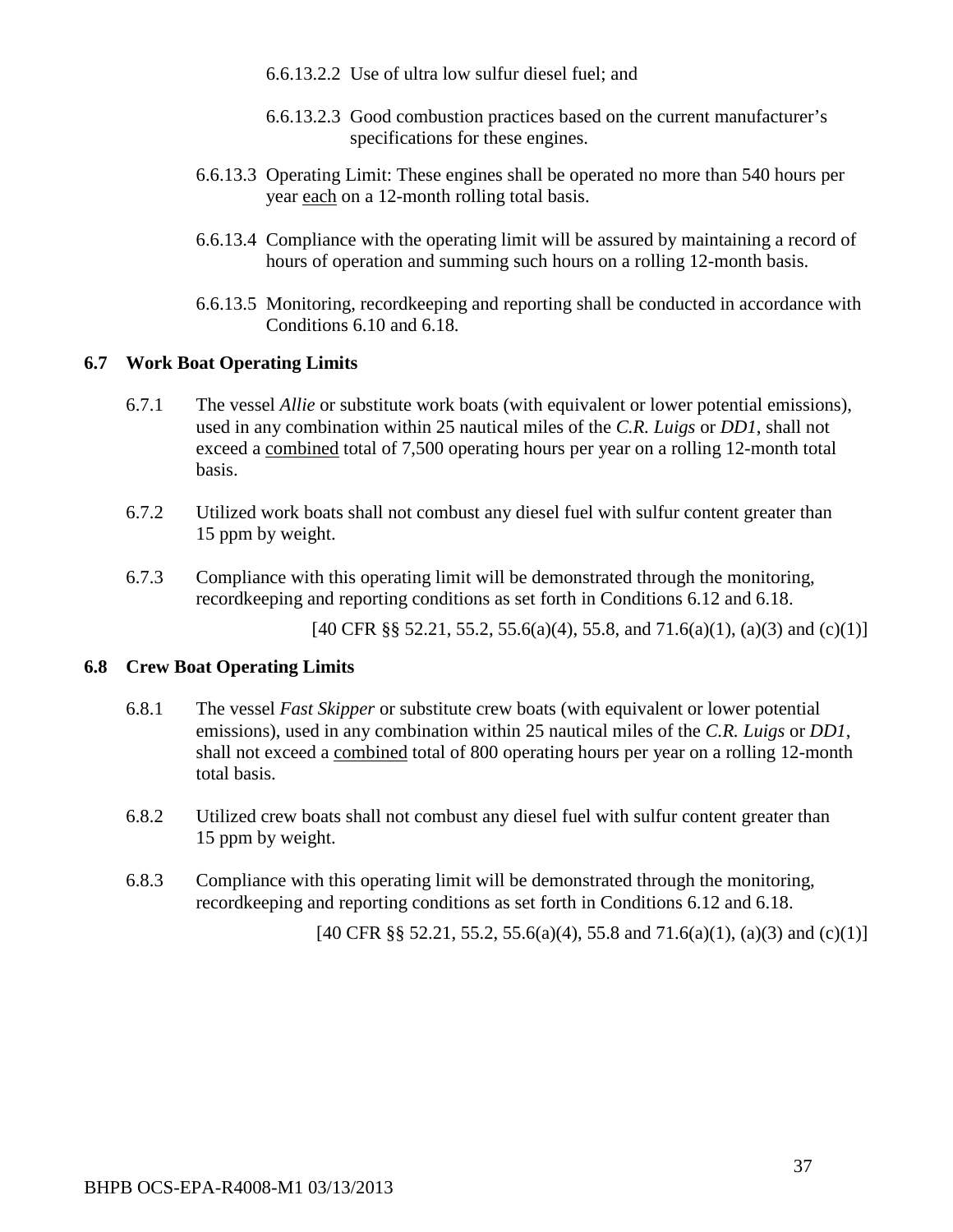6.6.13.2.2 Use of ultra low sulfur diesel fuel; and

6.6.13.2.3 Good combustion practices based on the current manufacturer's specifications for these engines.

6.6.13.3 Operating Limit: These engines shall be operated no more than 540 hours per year each on a 12-month rolling total basis.

6.6.13.4 Compliance with the operating limit will be assured by maintaining a record of hours of operation and summing such hours on a rolling 12-month basis.

6.6.13.5 Monitoring, recordkeeping and reporting shall be conducted in accordance with Conditions 6.10 and 6.18.

## 6.7 Work Boat Operating Limits

6.7.1 The vessel *Allie* or substitute work boats (with equivalent or lower potential emissions), used in any combination within 25 nautical miles of the *C.R. Luigs* or *DD1*, shall not exceed a combined total of 7,500 operating hours per year on a rolling 12-month total basis.

6.7.2 Utilized work boats shall not combust any diesel fuel with sulfur content greater than 15 ppm by weight.

6.7.3 Compliance with this operating limit will be demonstrated through the monitoring, recordkeeping and reporting conditions as set forth in Conditions 6.12 and 6.18.

[40 CFR §§ 52.21, 55.2, 55.6(a)(4), 55.8, and 71.6(a)(1), (a)(3) and (c)(1)]

## 6.8 Crew Boat Operating Limits

6.8.1 The vessel *Fast Skipper* or substitute crew boats (with equivalent or lower potential emissions), used in any combination within 25 nautical miles of the *C.R. Luigs* or *DD1*, shall not exceed a combined total of 800 operating hours per year on a rolling 12-month total basis.

6.8.2 Utilized crew boats shall not combust any diesel fuel with sulfur content greater than 15 ppm by weight.

6.8.3 Compliance with this operating limit will be demonstrated through the monitoring, recordkeeping and reporting conditions as set forth in Conditions 6.12 and 6.18.

[40 CFR §§ 52.21, 55.2, 55.6(a)(4), 55.8 and 71.6(a)(1), (a)(3) and (c)(1)]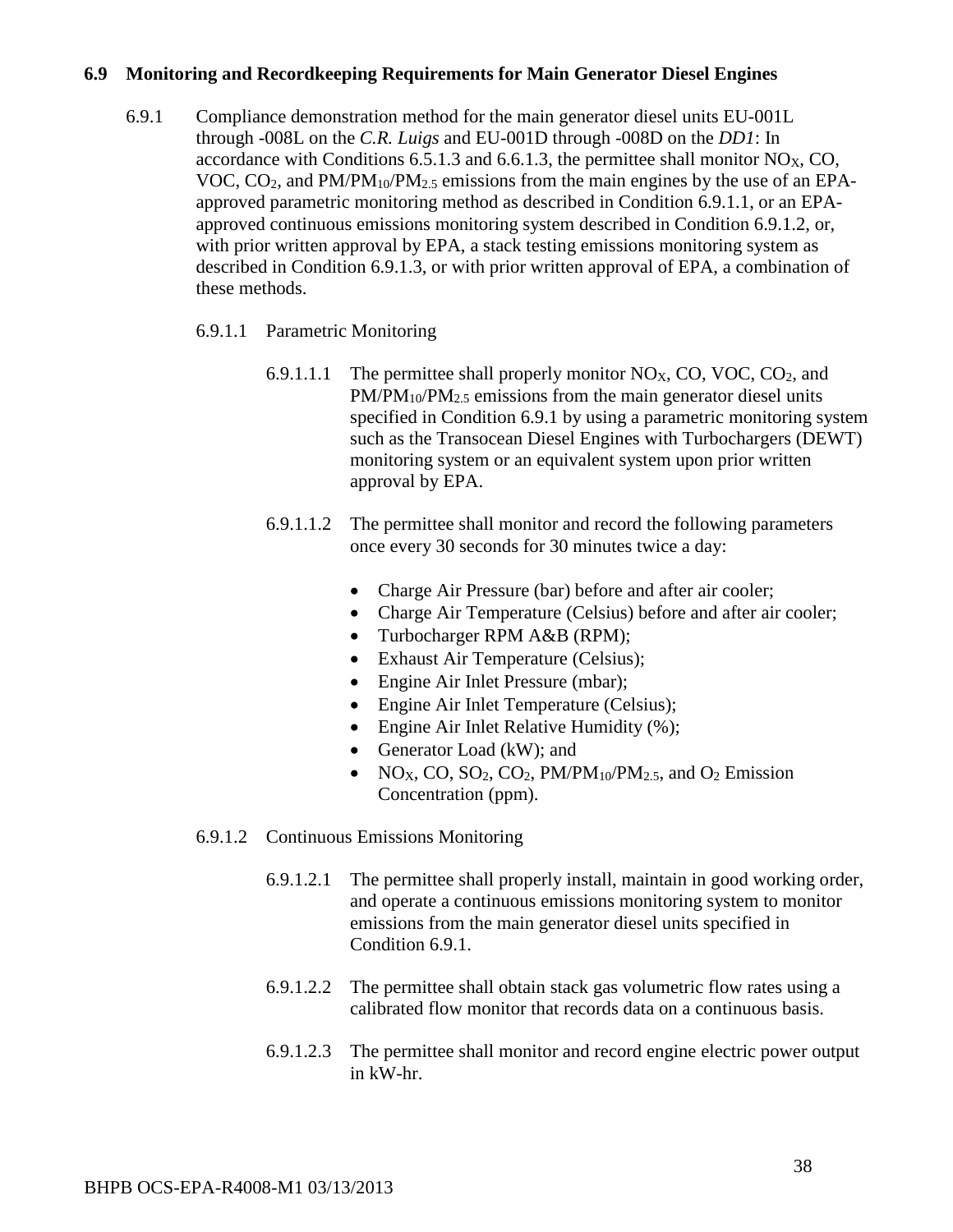### 6.9 Monitoring and Recordkeeping Requirements for Main Generator Diesel Engines

6.9.1 Compliance demonstration method for the main generator diesel units EU-001L through -008L on the *C.R. Luigs* and EU-001D through -008D on the *DD1*: In accordance with Conditions 6.5.1.3 and 6.6.1.3, the permittee shall monitor $NO_X$, CO, VOC, $CO_2$, and $PM/PM_{10}/PM_{2.5}$ emissions from the main engines by the use of an EPA-approved parametric monitoring method as described in Condition 6.9.1.1, or an EPA-approved continuous emissions monitoring system described in Condition 6.9.1.2, or, with prior written approval by EPA, a stack testing emissions monitoring system as described in Condition 6.9.1.3, or with prior written approval of EPA, a combination of these methods.

6.9.1.1 Parametric Monitoring

6.9.1.1.1 The permittee shall properly monitor $NO_X$, CO, VOC, $CO_2$, and $PM/PM_{10}/PM_{2.5}$ emissions from the main generator diesel units specified in Condition 6.9.1 by using a parametric monitoring system such as the Transocean Diesel Engines with Turbochargers (DEWT) monitoring system or an equivalent system upon prior written approval by EPA.

6.9.1.1.2 The permittee shall monitor and record the following parameters once every 30 seconds for 30 minutes twice a day:

- Charge Air Pressure (bar) before and after air cooler;
- Charge Air Temperature (Celsius) before and after air cooler;
- Turbocharger RPM A&B (RPM);
- Exhaust Air Temperature (Celsius);
- Engine Air Inlet Pressure (mbar);
- Engine Air Inlet Temperature (Celsius);
- Engine Air Inlet Relative Humidity (%);
- Generator Load (kW); and
- $NO_X$, CO, $SO_2$, $CO_2$, $PM/PM_{10}/PM_{2.5}$, and $O_2$ Emission Concentration (ppm).

6.9.1.2 Continuous Emissions Monitoring

6.9.1.2.1 The permittee shall properly install, maintain in good working order, and operate a continuous emissions monitoring system to monitor emissions from the main generator diesel units specified in Condition 6.9.1.

6.9.1.2.2 The permittee shall obtain stack gas volumetric flow rates using a calibrated flow monitor that records data on a continuous basis.

6.9.1.2.3 The permittee shall monitor and record engine electric power output in kW-hr.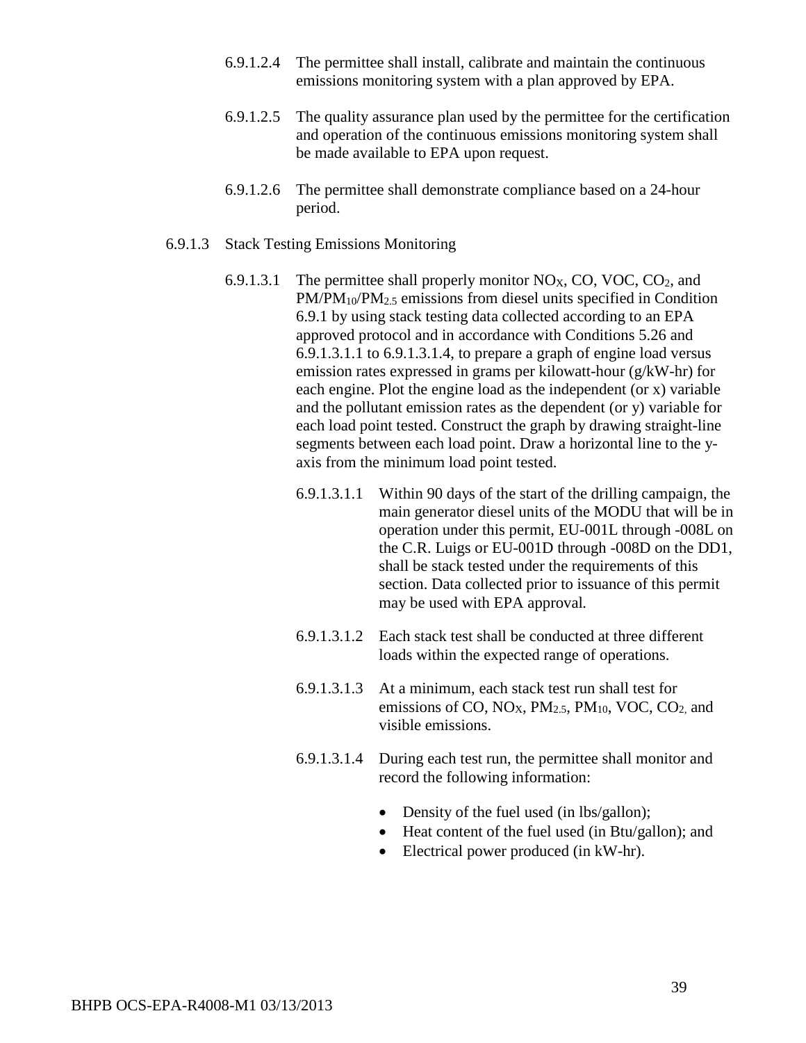6.9.1.2.4 The permittee shall install, calibrate and maintain the continuous emissions monitoring system with a plan approved by EPA.

6.9.1.2.5 The quality assurance plan used by the permittee for the certification and operation of the continuous emissions monitoring system shall be made available to EPA upon request.

6.9.1.2.6 The permittee shall demonstrate compliance based on a 24-hour period.

6.9.1.3 Stack Testing Emissions Monitoring

6.9.1.3.1 The permittee shall properly monitor $NO_X$, CO, VOC, $CO_2$, and $PM/PM_{10}/PM_{2.5}$ emissions from diesel units specified in Condition 6.9.1 by using stack testing data collected according to an EPA approved protocol and in accordance with Conditions 5.26 and 6.9.1.3.1.1 to 6.9.1.3.1.4, to prepare a graph of engine load versus emission rates expressed in grams per kilowatt-hour (g/kW-hr) for each engine. Plot the engine load as the independent (or x) variable and the pollutant emission rates as the dependent (or y) variable for each load point tested. Construct the graph by drawing straight-line segments between each load point. Draw a horizontal line to the y-axis from the minimum load point tested.

6.9.1.3.1.1 Within 90 days of the start of the drilling campaign, the main generator diesel units of the MODU that will be in operation under this permit, EU-001L through -008L on the C.R. Luigs or EU-001D through -008D on the DD1, shall be stack tested under the requirements of this section. Data collected prior to issuance of this permit may be used with EPA approval.

6.9.1.3.1.2 Each stack test shall be conducted at three different loads within the expected range of operations.

6.9.1.3.1.3 At a minimum, each stack test run shall test for emissions of CO, $NO_X$, $PM_{2.5}$, $PM_{10}$, VOC, $CO_2$, and visible emissions.

6.9.1.3.1.4 During each test run, the permittee shall monitor and record the following information:

- Density of the fuel used (in lbs/gallon);
- Heat content of the fuel used (in Btu/gallon); and
- Electrical power produced (in kW-hr).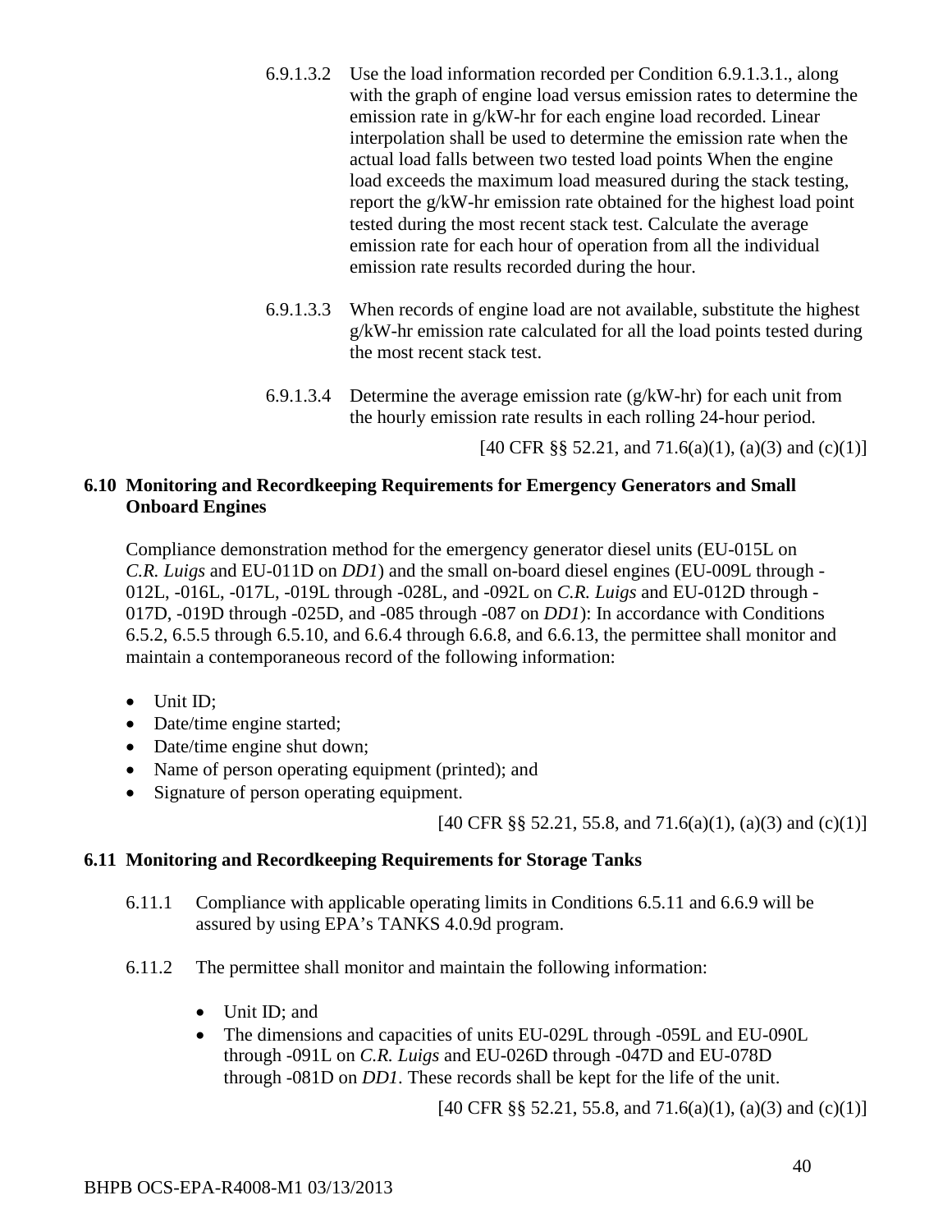6.9.1.3.2 Use the load information recorded per Condition 6.9.1.3.1., along with the graph of engine load versus emission rates to determine the emission rate in g/kW-hr for each engine load recorded. Linear interpolation shall be used to determine the emission rate when the actual load falls between two tested load points When the engine load exceeds the maximum load measured during the stack testing, report the g/kW-hr emission rate obtained for the highest load point tested during the most recent stack test. Calculate the average emission rate for each hour of operation from all the individual emission rate results recorded during the hour.

6.9.1.3.3 When records of engine load are not available, substitute the highest g/kW-hr emission rate calculated for all the load points tested during the most recent stack test.

6.9.1.3.4 Determine the average emission rate (g/kW-hr) for each unit from the hourly emission rate results in each rolling 24-hour period.

[40 CFR §§ 52.21, and 71.6(a)(1), (a)(3) and (c)(1)]

## 6.10 Monitoring and Recordkeeping Requirements for Emergency Generators and Small Onboard Engines

Compliance demonstration method for the emergency generator diesel units (EU-015L on *C.R. Luigs* and EU-011D on *DD1*) and the small on-board diesel engines (EU-009L through -012L, -016L, -017L, -019L through -028L, and -092L on *C.R. Luigs* and EU-012D through -017D, -019D through -025D, and -085 through -087 on *DD1*): In accordance with Conditions 6.5.2, 6.5.5 through 6.5.10, and 6.6.4 through 6.6.8, and 6.6.13, the permittee shall monitor and maintain a contemporaneous record of the following information:

- Unit ID;
- Date/time engine started;
- Date/time engine shut down;
- Name of person operating equipment (printed); and
- Signature of person operating equipment.

[40 CFR §§ 52.21, 55.8, and 71.6(a)(1), (a)(3) and (c)(1)]

## 6.11 Monitoring and Recordkeeping Requirements for Storage Tanks

6.11.1 Compliance with applicable operating limits in Conditions 6.5.11 and 6.6.9 will be assured by using EPA's TANKS 4.0.9d program.

6.11.2 The permittee shall monitor and maintain the following information:

- Unit ID; and
- The dimensions and capacities of units EU-029L through -059L and EU-090L through -091L on *C.R. Luigs* and EU-026D through -047D and EU-078D through -081D on *DD1*. These records shall be kept for the life of the unit.

[40 CFR §§ 52.21, 55.8, and 71.6(a)(1), (a)(3) and (c)(1)]

BHPB OCS-EPA-R4008-M1 03/13/2013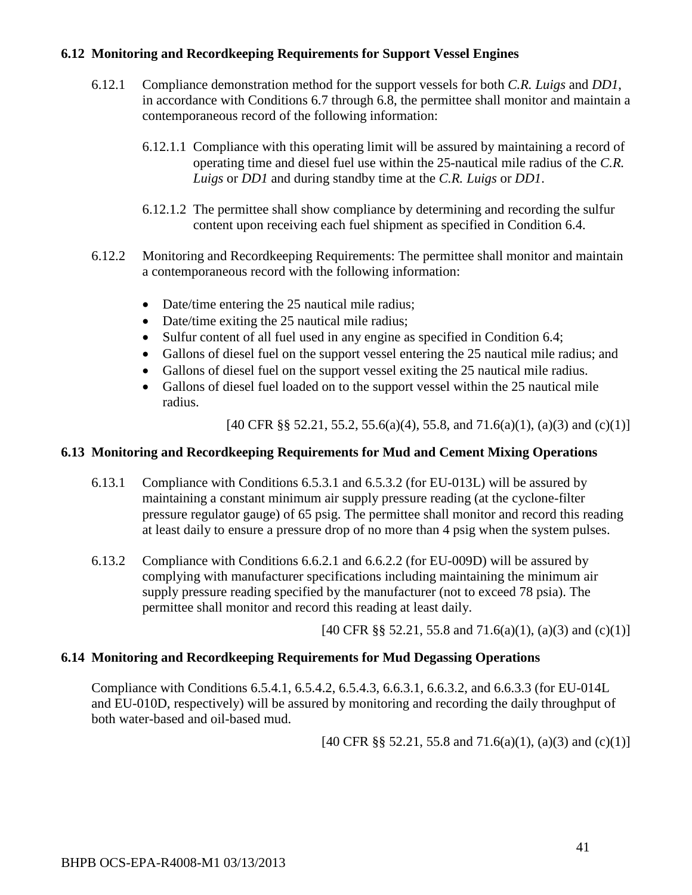### 6.12 Monitoring and Recordkeeping Requirements for Support Vessel Engines

6.12.1 Compliance demonstration method for the support vessels for both *C.R. Luigs* and *DD1*, in accordance with Conditions 6.7 through 6.8, the permittee shall monitor and maintain a contemporaneous record of the following information:

6.12.1.1 Compliance with this operating limit will be assured by maintaining a record of operating time and diesel fuel use within the 25-nautical mile radius of the *C.R. Luigs* or *DD1* and during standby time at the *C.R. Luigs* or *DD1*.

6.12.1.2 The permittee shall show compliance by determining and recording the sulfur content upon receiving each fuel shipment as specified in Condition 6.4.

6.12.2 Monitoring and Recordkeeping Requirements: The permittee shall monitor and maintain a contemporaneous record with the following information:

- Date/time entering the 25 nautical mile radius;
- Date/time exiting the 25 nautical mile radius;
- Sulfur content of all fuel used in any engine as specified in Condition 6.4;
- Gallons of diesel fuel on the support vessel entering the 25 nautical mile radius; and
- Gallons of diesel fuel on the support vessel exiting the 25 nautical mile radius.
- Gallons of diesel fuel loaded on to the support vessel within the 25 nautical mile radius.

[40 CFR §§ 52.21, 55.2, 55.6(a)(4), 55.8, and 71.6(a)(1), (a)(3) and (c)(1)]

### 6.13 Monitoring and Recordkeeping Requirements for Mud and Cement Mixing Operations

6.13.1 Compliance with Conditions 6.5.3.1 and 6.5.3.2 (for EU-013L) will be assured by maintaining a constant minimum air supply pressure reading (at the cyclone-filter pressure regulator gauge) of 65 psig. The permittee shall monitor and record this reading at least daily to ensure a pressure drop of no more than 4 psig when the system pulses.

6.13.2 Compliance with Conditions 6.6.2.1 and 6.6.2.2 (for EU-009D) will be assured by complying with manufacturer specifications including maintaining the minimum air supply pressure reading specified by the manufacturer (not to exceed 78 psia). The permittee shall monitor and record this reading at least daily.

[40 CFR §§ 52.21, 55.8 and 71.6(a)(1), (a)(3) and (c)(1)]

### 6.14 Monitoring and Recordkeeping Requirements for Mud Degassing Operations

Compliance with Conditions 6.5.4.1, 6.5.4.2, 6.5.4.3, 6.6.3.1, 6.6.3.2, and 6.6.3.3 (for EU-014L and EU-010D, respectively) will be assured by monitoring and recording the daily throughput of both water-based and oil-based mud.

[40 CFR §§ 52.21, 55.8 and 71.6(a)(1), (a)(3) and (c)(1)]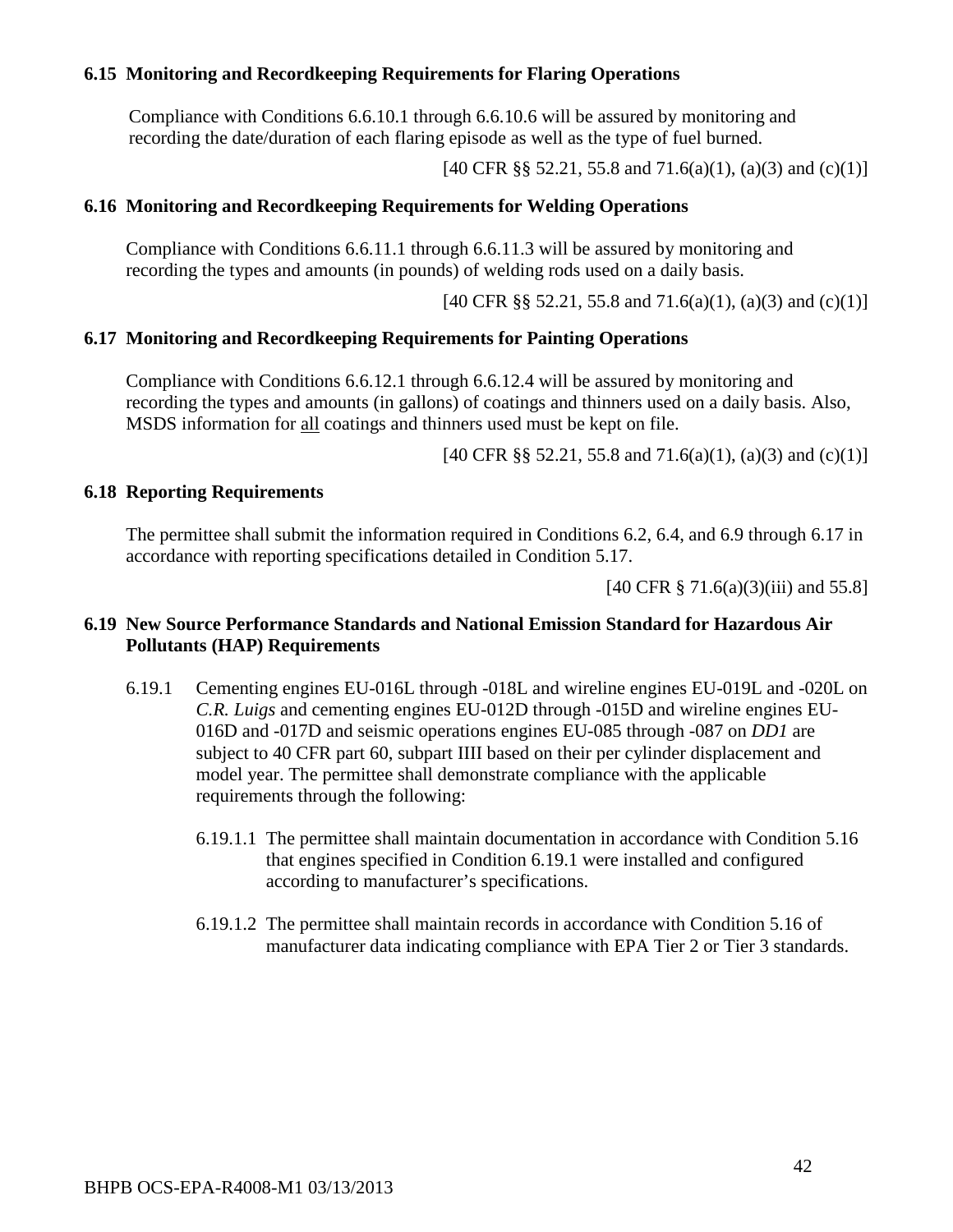### 6.15 Monitoring and Recordkeeping Requirements for Flaring Operations

Compliance with Conditions 6.6.10.1 through 6.6.10.6 will be assured by monitoring and recording the date/duration of each flaring episode as well as the type of fuel burned.

[40 CFR §§ 52.21, 55.8 and 71.6(a)(1), (a)(3) and (c)(1)]

### 6.16 Monitoring and Recordkeeping Requirements for Welding Operations

Compliance with Conditions 6.6.11.1 through 6.6.11.3 will be assured by monitoring and recording the types and amounts (in pounds) of welding rods used on a daily basis.

[40 CFR §§ 52.21, 55.8 and 71.6(a)(1), (a)(3) and (c)(1)]

### 6.17 Monitoring and Recordkeeping Requirements for Painting Operations

Compliance with Conditions 6.6.12.1 through 6.6.12.4 will be assured by monitoring and recording the types and amounts (in gallons) of coatings and thinners used on a daily basis. Also, MSDS information for <u>all</u> coatings and thinners used must be kept on file.

[40 CFR §§ 52.21, 55.8 and 71.6(a)(1), (a)(3) and (c)(1)]

### 6.18 Reporting Requirements

The permittee shall submit the information required in Conditions 6.2, 6.4, and 6.9 through 6.17 in accordance with reporting specifications detailed in Condition 5.17.

[40 CFR § 71.6(a)(3)(iii) and 55.8]

### 6.19 New Source Performance Standards and National Emission Standard for Hazardous Air Pollutants (HAP) Requirements

6.19.1 Cementing engines EU-016L through -018L and wireline engines EU-019L and -020L on *C.R. Luigs* and cementing engines EU-012D through -015D and wireline engines EU-016D and -017D and seismic operations engines EU-085 through -087 on *DD1* are subject to 40 CFR part 60, subpart IIII based on their per cylinder displacement and model year. The permittee shall demonstrate compliance with the applicable requirements through the following:

6.19.1.1 The permittee shall maintain documentation in accordance with Condition 5.16 that engines specified in Condition 6.19.1 were installed and configured according to manufacturer's specifications.

6.19.1.2 The permittee shall maintain records in accordance with Condition 5.16 of manufacturer data indicating compliance with EPA Tier 2 or Tier 3 standards.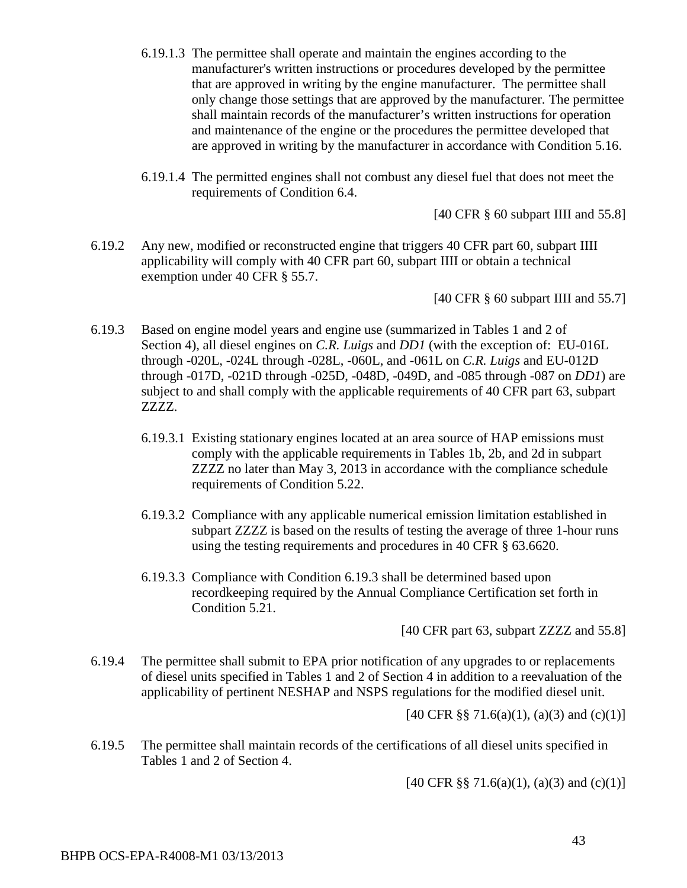6.19.1.3 The permittee shall operate and maintain the engines according to the manufacturer's written instructions or procedures developed by the permittee that are approved in writing by the engine manufacturer. The permittee shall only change those settings that are approved by the manufacturer. The permittee shall maintain records of the manufacturer's written instructions for operation and maintenance of the engine or the procedures the permittee developed that are approved in writing by the manufacturer in accordance with Condition 5.16.

6.19.1.4 The permitted engines shall not combust any diesel fuel that does not meet the requirements of Condition 6.4.

[40 CFR § 60 subpart IIII and 55.8]

6.19.2 Any new, modified or reconstructed engine that triggers 40 CFR part 60, subpart IIII applicability will comply with 40 CFR part 60, subpart IIII or obtain a technical exemption under 40 CFR § 55.7.

[40 CFR § 60 subpart IIII and 55.7]

6.19.3 Based on engine model years and engine use (summarized in Tables 1 and 2 of Section 4), all diesel engines on *C.R. Luigs* and *DD1* (with the exception of: EU-016L through -020L, -024L through -028L, -060L, and -061L on *C.R. Luigs* and EU-012D through -017D, -021D through -025D, -048D, -049D, and -085 through -087 on *DD1*) are subject to and shall comply with the applicable requirements of 40 CFR part 63, subpart ZZZZ.

6.19.3.1 Existing stationary engines located at an area source of HAP emissions must comply with the applicable requirements in Tables 1b, 2b, and 2d in subpart ZZZZ no later than May 3, 2013 in accordance with the compliance schedule requirements of Condition 5.22.

6.19.3.2 Compliance with any applicable numerical emission limitation established in subpart ZZZZ is based on the results of testing the average of three 1-hour runs using the testing requirements and procedures in 40 CFR § 63.6620.

6.19.3.3 Compliance with Condition 6.19.3 shall be determined based upon recordkeeping required by the Annual Compliance Certification set forth in Condition 5.21.

[40 CFR part 63, subpart ZZZZ and 55.8]

6.19.4 The permittee shall submit to EPA prior notification of any upgrades to or replacements of diesel units specified in Tables 1 and 2 of Section 4 in addition to a reevaluation of the applicability of pertinent NESHAP and NSPS regulations for the modified diesel unit.

[40 CFR §§ 71.6(a)(1), (a)(3) and (c)(1)]

6.19.5 The permittee shall maintain records of the certifications of all diesel units specified in Tables 1 and 2 of Section 4.

[40 CFR §§ 71.6(a)(1), (a)(3) and (c)(1)]